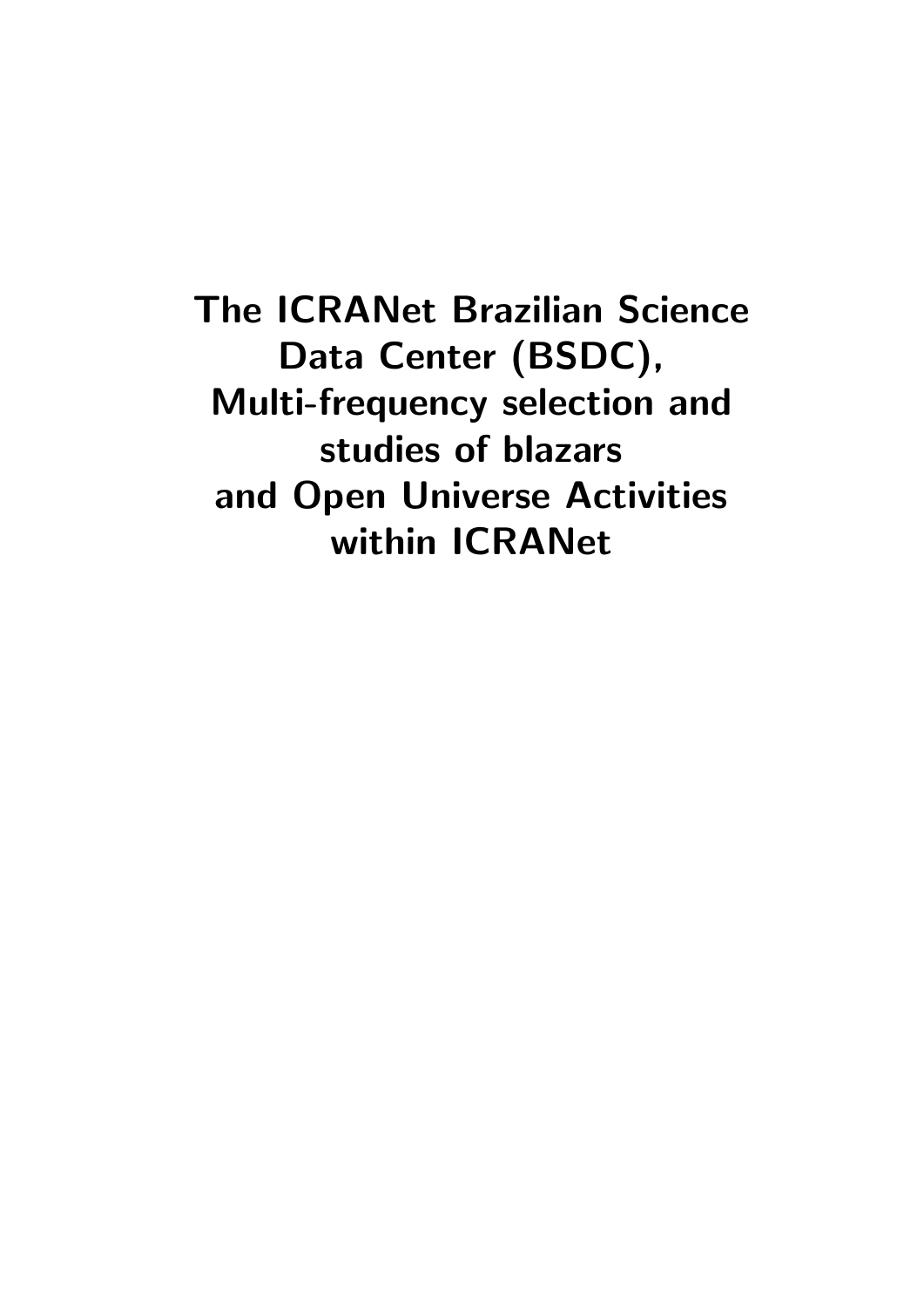# The ICRANet Brazilian Science Data Center (BSDC), Multi-frequency selection and studies of blazars and Open Universe Activities within ICRANet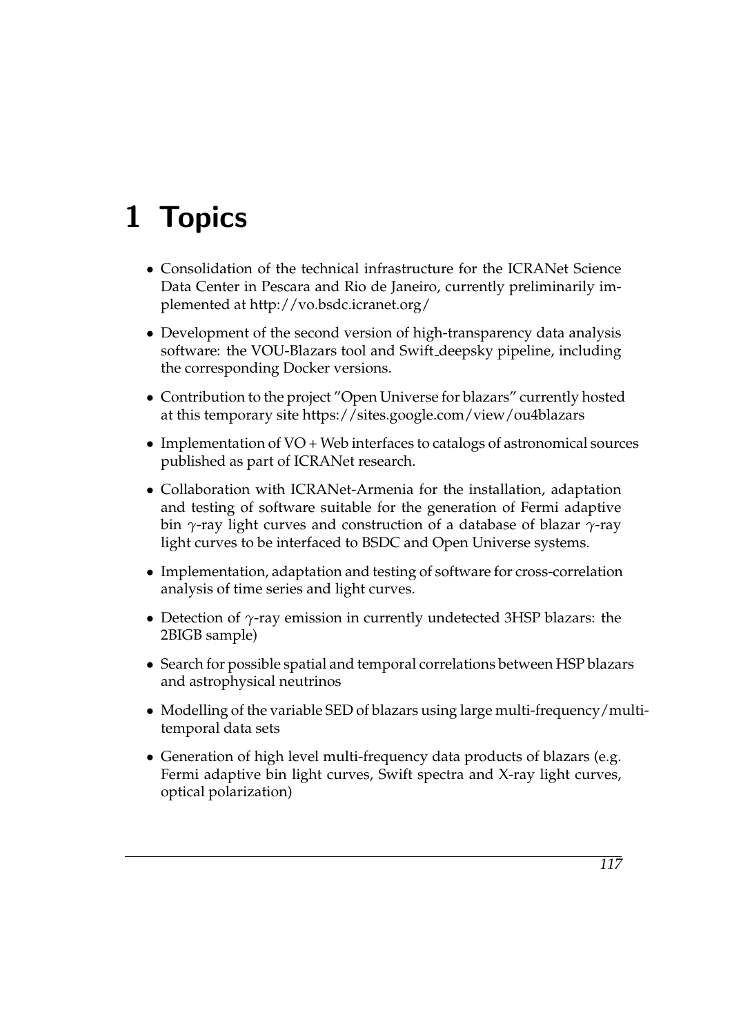# 1 Topics

- Consolidation of the technical infrastructure for the ICRANet Science Data Center in Pescara and Rio de Janeiro, currently preliminarily implemented at http://vo.bsdc.icranet.org/
- Development of the second version of high-transparency data analysis software: the VOU-Blazars tool and Swift_deepsky pipeline, including the corresponding Docker versions.
- Contribution to the project "Open Universe for blazars" currently hosted at this temporary site https://sites.google.com/view/ou4blazars
- Implementation of VO + Web interfaces to catalogs of astronomical sources published as part of ICRANet research.
- Collaboration with ICRANet-Armenia for the installation, adaptation and testing of software suitable for the generation of Fermi adaptive bin $\gamma$-ray light curves and construction of a database of blazar $\gamma$-ray light curves to be interfaced to BSDC and Open Universe systems.
- Implementation, adaptation and testing of software for cross-correlation analysis of time series and light curves.
- Detection of $\gamma$-ray emission in currently undetected 3HSP blazars: the 2BIGB sample)
- Search for possible spatial and temporal correlations between HSP blazars and astrophysical neutrinos
- Modelling of the variable SED of blazars using large multi-frequency/multi-temporal data sets
- Generation of high level multi-frequency data products of blazars (e.g. Fermi adaptive bin light curves, Swift spectra and X-ray light curves, optical polarization)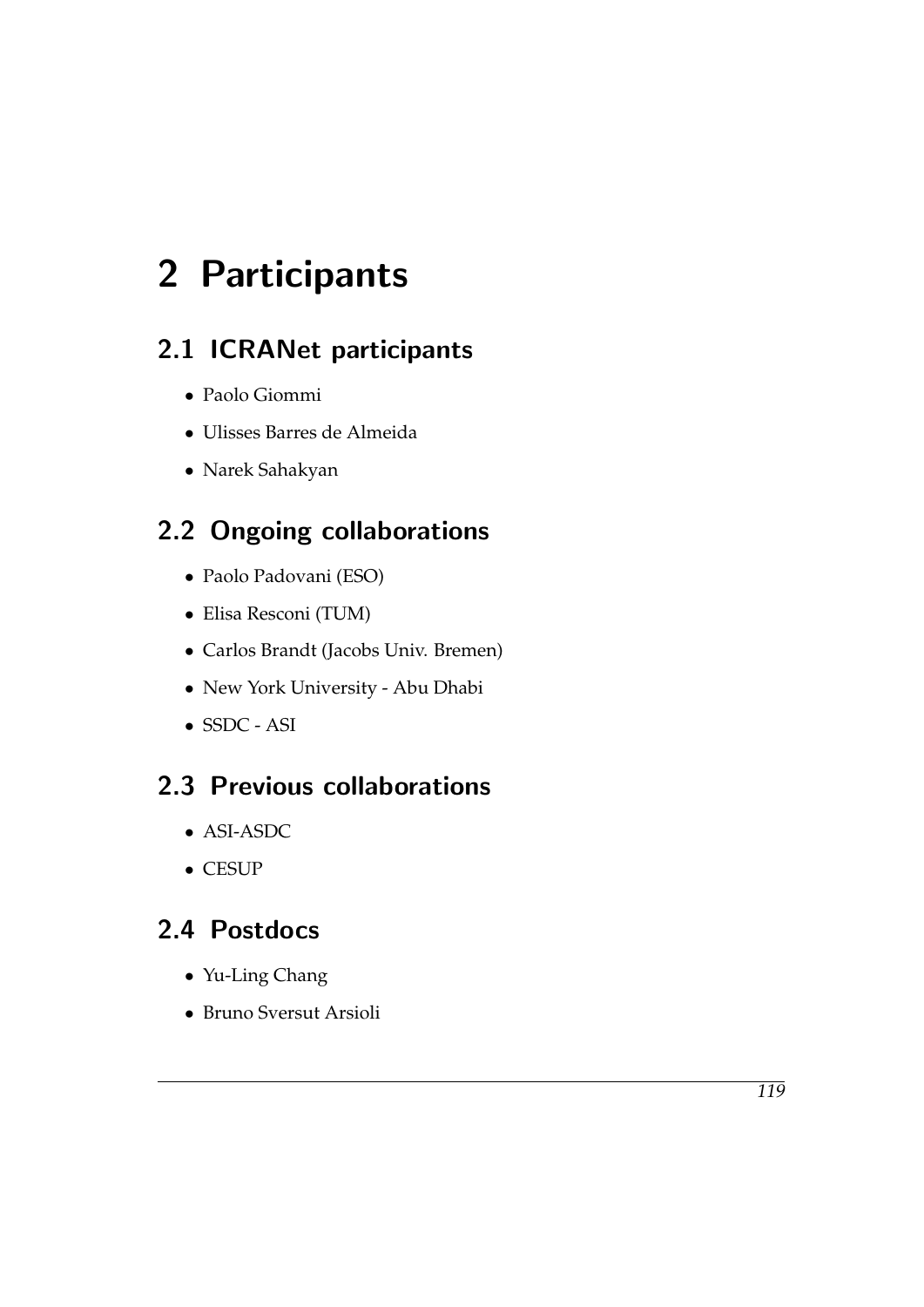# 2 Participants

## 2.1 ICRANet participants

- Paolo Giommi
- Ulisses Barres de Almeida
- Narek Sahakyan

## 2.2 Ongoing collaborations

- Paolo Padovani (ESO)
- Elisa Resconi (TUM)
- Carlos Brandt (Jacobs Univ. Bremen)
- New York University - Abu Dhabi
- SSDC - ASI

## 2.3 Previous collaborations

- ASI-ASDC
- CESUP

## 2.4 Postdocs

- Yu-Ling Chang
- Bruno Sversut Arsioli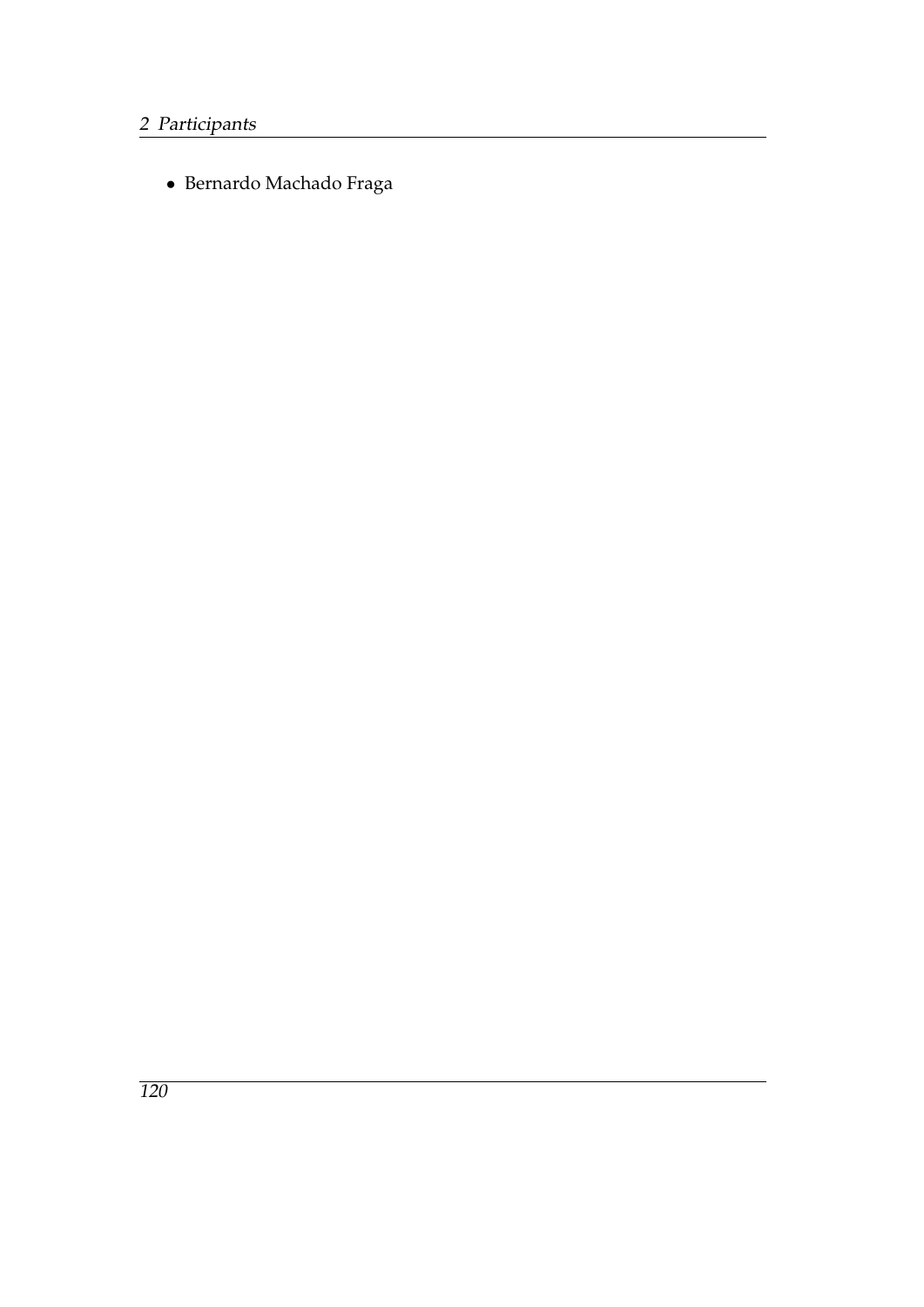- Bernardo Machado Fraga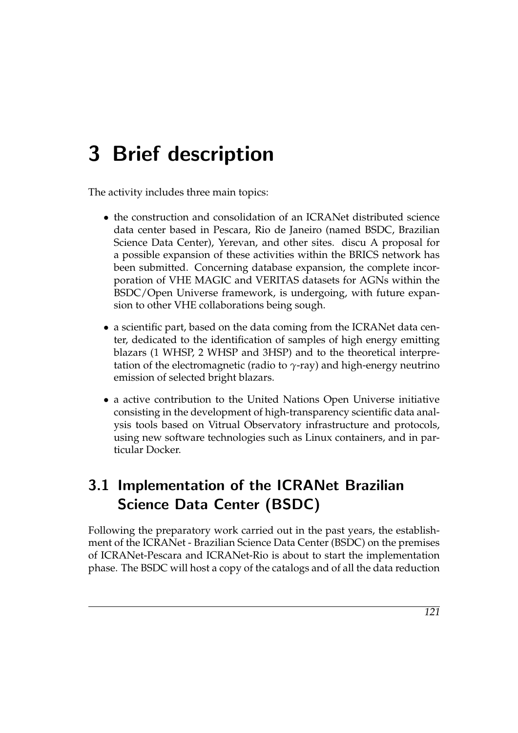# 3 Brief description

The activity includes three main topics:

- the construction and consolidation of an ICRANet distributed science data center based in Pescara, Rio de Janeiro (named BSDC, Brazilian Science Data Center), Yerevan, and other sites. discu A proposal for a possible expansion of these activities within the BRICS network has been submitted. Concerning database expansion, the complete incorporation of VHE MAGIC and VERITAS datasets for AGNs within the BSDC/Open Universe framework, is undergoing, with future expansion to other VHE collaborations being sough.
- a scientific part, based on the data coming from the ICRANet data center, dedicated to the identification of samples of high energy emitting blazars (1 WHSP, 2 WHSP and 3HSP) and to the theoretical interpretation of the electromagnetic (radio to $\gamma$-ray) and high-energy neutrino emission of selected bright blazars.
- a active contribution to the United Nations Open Universe initiative consisting in the development of high-transparency scientific data analysis tools based on Vitrual Observatory infrastructure and protocols, using new software technologies such as Linux containers, and in particular Docker.

## 3.1 Implementation of the ICRANet Brazilian Science Data Center (BSDC)

Following the preparatory work carried out in the past years, the establishment of the ICRANet - Brazilian Science Data Center (BSDC) on the premises of ICRANet-Pescara and ICRANet-Rio is about to start the implementation phase. The BSDC will host a copy of the catalogs and of all the data reduction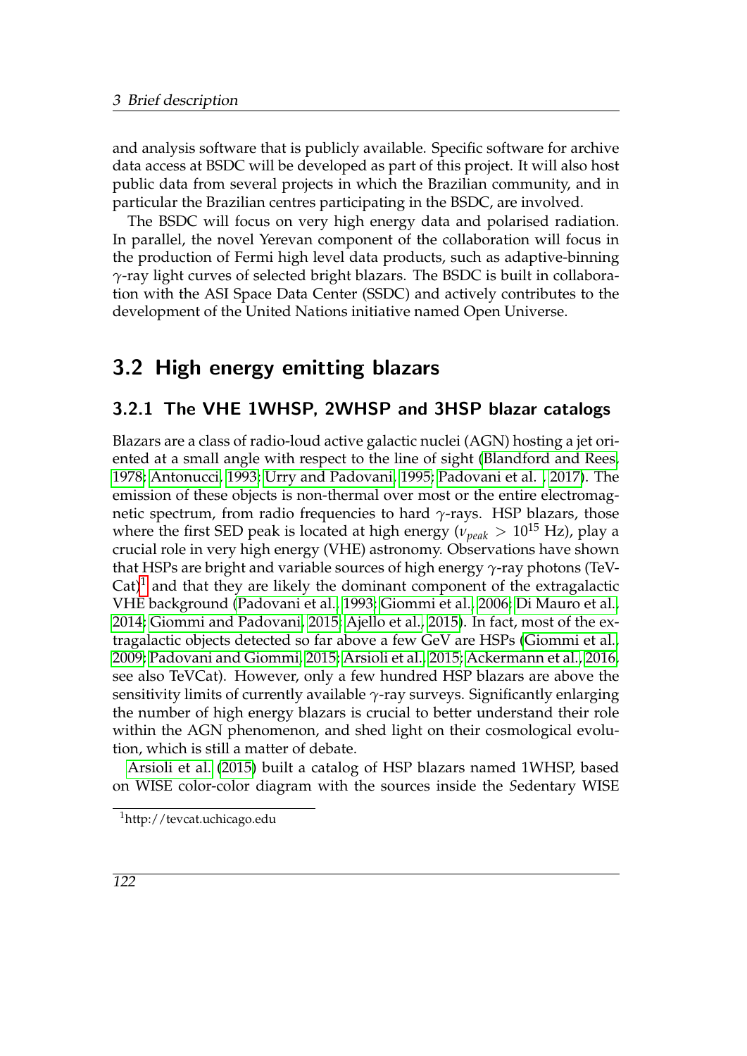and analysis software that is publicly available. Specific software for archive data access at BSDC will be developed as part of this project. It will also host public data from several projects in which the Brazilian community, and in particular the Brazilian centres participating in the BSDC, are involved.

The BSDC will focus on very high energy data and polarised radiation. In parallel, the novel Yerevan component of the collaboration will focus in the production of Fermi high level data products, such as adaptive-binning $\gamma$-ray light curves of selected bright blazars. The BSDC is built in collaboration with the ASI Space Data Center (SSDC) and actively contributes to the development of the United Nations initiative named Open Universe.

## 3.2 High energy emitting blazars

### 3.2.1 The VHE 1WHSP, 2WHSP and 3HSP blazar catalogs

Blazars are a class of radio-loud active galactic nuclei (AGN) hosting a jet oriented at a small angle with respect to the line of sight (Blandford and Rees, 1978; Antonucci, 1993; Urry and Padovani, 1995; Padovani et al. , 2017). The emission of these objects is non-thermal over most or the entire electromagnetic spectrum, from radio frequencies to hard $\gamma$-rays. HSP blazars, those where the first SED peak is located at high energy ($\nu_{peak} > 10^{15}$ Hz), play a crucial role in very high energy (VHE) astronomy. Observations have shown that HSPs are bright and variable sources of high energy $\gamma$-ray photons (TeVCat)[1] and that they are likely the dominant component of the extragalactic VHE background (Padovani et al., 1993; Giommi et al., 2006; Di Mauro et al., 2014; Giommi and Padovani, 2015; Ajello et al., 2015). In fact, most of the extragalactic objects detected so far above a few GeV are HSPs (Giommi et al., 2009; Padovani and Giommi, 2015; Arsioli et al., 2015; Ackermann et al., 2016, see also TeVCat). However, only a few hundred HSP blazars are above the sensitivity limits of currently available $\gamma$-ray surveys. Significantly enlarging the number of high energy blazars is crucial to better understand their role within the AGN phenomenon, and shed light on their cosmological evolution, which is still a matter of debate.

Arsioli et al. (2015) built a catalog of HSP blazars named 1WHSP, based on WISE color-color diagram with the sources inside the *S*edentary WISE

[1] http://tevcat.uchicago.edu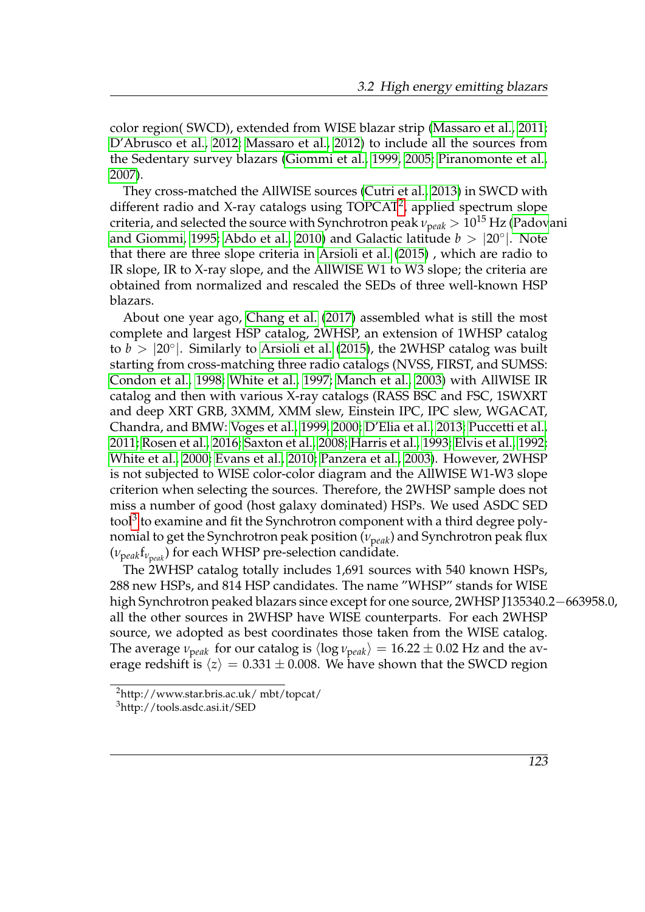color region( SWCD), extended from WISE blazar strip (Massaro et al., 2011; D'Abrusco et al., 2012; Massaro et al., 2012) to include all the sources from the Sedentary survey blazars (Giommi et al., 1999, 2005; Piranomonte et al., 2007).

They cross-matched the AllWISE sources (Cutri et al., 2013) in SWCD with different radio and X-ray catalogs using TOPCAT[2], applied spectrum slope criteria, and selected the source with Synchrotron peak $\nu_{peak} > 10^{15}$ Hz (Padovani and Giommi, 1995; Abdo et al., 2010) and Galactic latitude $b > |20°|$. Note that there are three slope criteria in Arsioli et al. (2015) , which are radio to IR slope, IR to X-ray slope, and the AllWISE W1 to W3 slope; the criteria are obtained from normalized and rescaled the SEDs of three well-known HSP blazars.

About one year ago, Chang et al. (2017) assembled what is still the most complete and largest HSP catalog, 2WHSP, an extension of 1WHSP catalog to $b > |20°|$. Similarly to Arsioli et al. (2015), the 2WHSP catalog was built starting from cross-matching three radio catalogs (NVSS, FIRST, and SUMSS: Condon et al., 1998; White et al., 1997; Manch et al., 2003) with AllWISE IR catalog and then with various X-ray catalogs (RASS BSC and FSC, 1SWXRT and deep XRT GRB, 3XMM, XMM slew, Einstein IPC, IPC slew, WGACAT, Chandra, and BMW: Voges et al., 1999, 2000; D'Elia et al., 2013; Puccetti et al., 2011; Rosen et al., 2016; Saxton et al., 2008; Harris et al., 1993; Elvis et al., 1992; White et al., 2000; Evans et al., 2010; Panzera et al., 2003). However, 2WHSP is not subjected to WISE color-color diagram and the AllWISE W1-W3 slope criterion when selecting the sources. Therefore, the 2WHSP sample does not miss a number of good (host galaxy dominated) HSPs. We used ASDC SED tool[3] to examine and fit the Synchrotron component with a third degree polynomial to get the Synchrotron peak position ($\nu_{peak}$) and Synchrotron peak flux ($\nu_{peak} f_{\nu_{peak}}$) for each WHSP pre-selection candidate.

The 2WHSP catalog totally includes 1,691 sources with 540 known HSPs, 288 new HSPs, and 814 HSP candidates. The name "WHSP" stands for WISE high Synchrotron peaked blazars since except for one source, 2WHSP J135340.2−663958.0, all the other sources in 2WHSP have WISE counterparts. For each 2WHSP source, we adopted as best coordinates those taken from the WISE catalog. The average $\nu_{peak}$ for our catalog is $\langle \log \nu_{peak} \rangle = 16.22 \pm 0.02$ Hz and the average redshift is $\langle z \rangle = 0.331 \pm 0.008$. We have shown that the SWCD region

[2] http://www.star.bris.ac.uk/ mbt/topcat/

[3] http://tools.asdc.asi.it/SED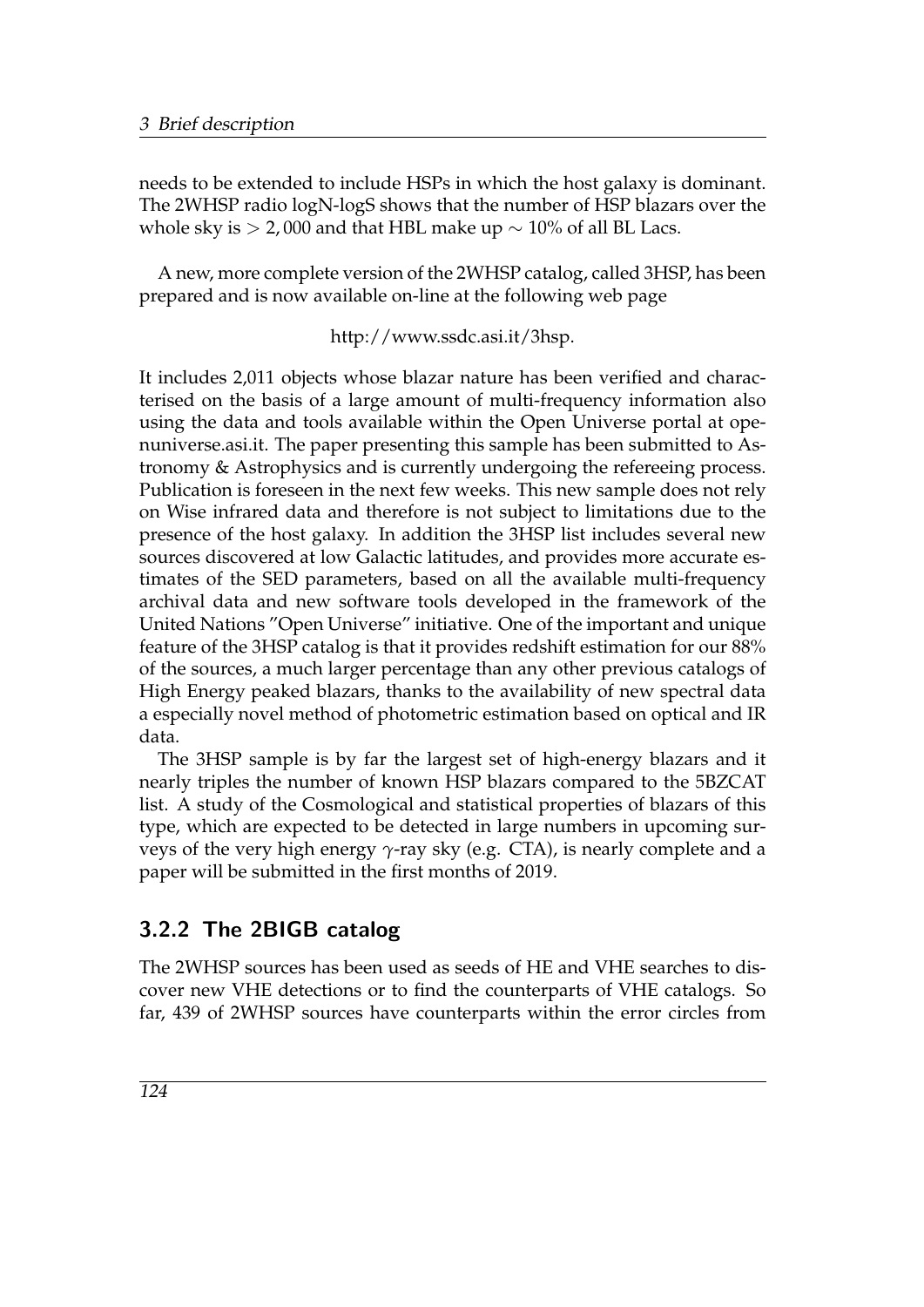needs to be extended to include HSPs in which the host galaxy is dominant. The 2WHSP radio logN-logS shows that the number of HSP blazars over the whole sky is $> 2,000$ and that HBL make up $\sim 10\%$ of all BL Lacs.

A new, more complete version of the 2WHSP catalog, called 3HSP, has been prepared and is now available on-line at the following web page

http://www.ssdc.asi.it/3hsp.

It includes 2,011 objects whose blazar nature has been verified and characterised on the basis of a large amount of multi-frequency information also using the data and tools available within the Open Universe portal at openuniverse.asi.it. The paper presenting this sample has been submitted to Astronomy & Astrophysics and is currently undergoing the refereeing process. Publication is foreseen in the next few weeks. This new sample does not rely on Wise infrared data and therefore is not subject to limitations due to the presence of the host galaxy. In addition the 3HSP list includes several new sources discovered at low Galactic latitudes, and provides more accurate estimates of the SED parameters, based on all the available multi-frequency archival data and new software tools developed in the framework of the United Nations "Open Universe" initiative. One of the important and unique feature of the 3HSP catalog is that it provides redshift estimation for our 88% of the sources, a much larger percentage than any other previous catalogs of High Energy peaked blazars, thanks to the availability of new spectral data a especially novel method of photometric estimation based on optical and IR data.

The 3HSP sample is by far the largest set of high-energy blazars and it nearly triples the number of known HSP blazars compared to the 5BZCAT list. A study of the Cosmological and statistical properties of blazars of this type, which are expected to be detected in large numbers in upcoming surveys of the very high energy $\gamma$-ray sky (e.g. CTA), is nearly complete and a paper will be submitted in the first months of 2019.

### 3.2.2 The 2BIGB catalog

The 2WHSP sources has been used as seeds of HE and VHE searches to discover new VHE detections or to find the counterparts of VHE catalogs. So far, 439 of 2WHSP sources have counterparts within the error circles from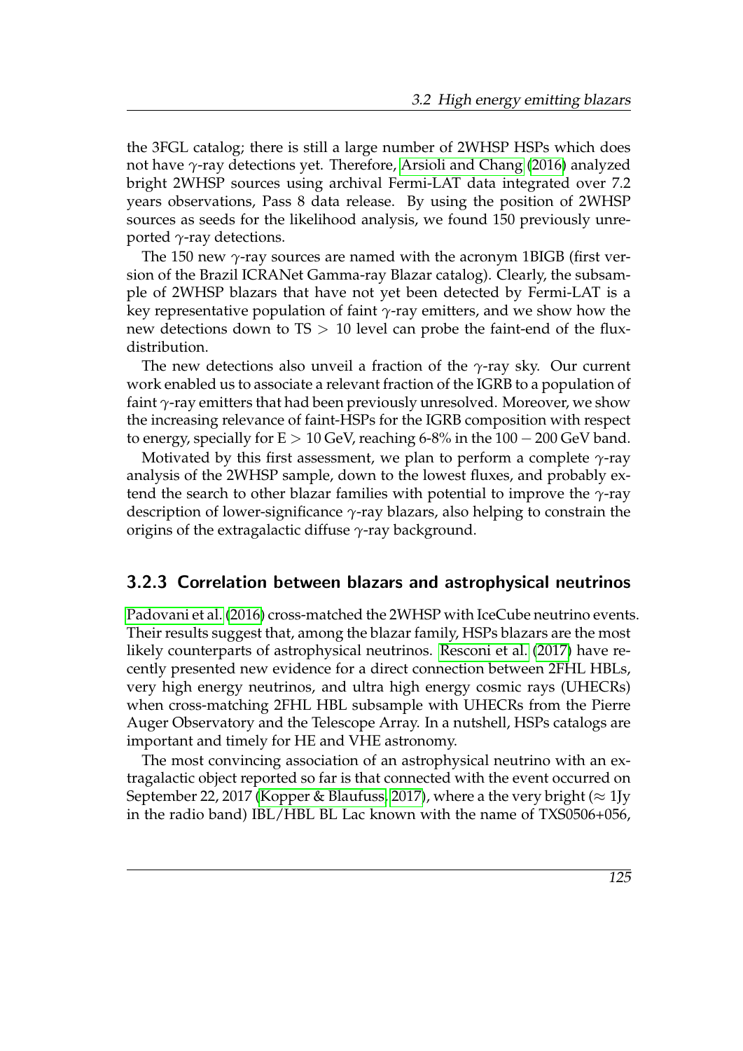the 3FGL catalog; there is still a large number of 2WHSP HSPs which does not have $\gamma$-ray detections yet. Therefore, Arsioli and Chang (2016) analyzed bright 2WHSP sources using archival Fermi-LAT data integrated over 7.2 years observations, Pass 8 data release. By using the position of 2WHSP sources as seeds for the likelihood analysis, we found 150 previously unreported $\gamma$-ray detections.

The 150 new $\gamma$-ray sources are named with the acronym 1BIGB (first version of the Brazil ICRANet Gamma-ray Blazar catalog). Clearly, the subsample of 2WHSP blazars that have not yet been detected by Fermi-LAT is a key representative population of faint $\gamma$-ray emitters, and we show how the new detections down to TS $> 10$ level can probe the faint-end of the flux-distribution.

The new detections also unveil a fraction of the $\gamma$-ray sky. Our current work enabled us to associate a relevant fraction of the IGRB to a population of faint $\gamma$-ray emitters that had been previously unresolved. Moreover, we show the increasing relevance of faint-HSPs for the IGRB composition with respect to energy, specially for $E > 10$ GeV, reaching 6-8% in the $100 - 200$ GeV band.

Motivated by this first assessment, we plan to perform a complete $\gamma$-ray analysis of the 2WHSP sample, down to the lowest fluxes, and probably extend the search to other blazar families with potential to improve the $\gamma$-ray description of lower-significance $\gamma$-ray blazars, also helping to constrain the origins of the extragalactic diffuse $\gamma$-ray background.

### 3.2.3 Correlation between blazars and astrophysical neutrinos

Padovani et al. (2016) cross-matched the 2WHSP with IceCube neutrino events. Their results suggest that, among the blazar family, HSPs blazars are the most likely counterparts of astrophysical neutrinos. Resconi et al. (2017) have recently presented new evidence for a direct connection between 2FHL HBLs, very high energy neutrinos, and ultra high energy cosmic rays (UHECRs) when cross-matching 2FHL HBL subsample with UHECRs from the Pierre Auger Observatory and the Telescope Array. In a nutshell, HSPs catalogs are important and timely for HE and VHE astronomy.

The most convincing association of an astrophysical neutrino with an extragalactic object reported so far is that connected with the event occurred on September 22, 2017 (Kopper & Blaufuss, 2017), where a the very bright ($\approx$ 1Jy in the radio band) IBL/HBL BL Lac known with the name of TXS0506+056,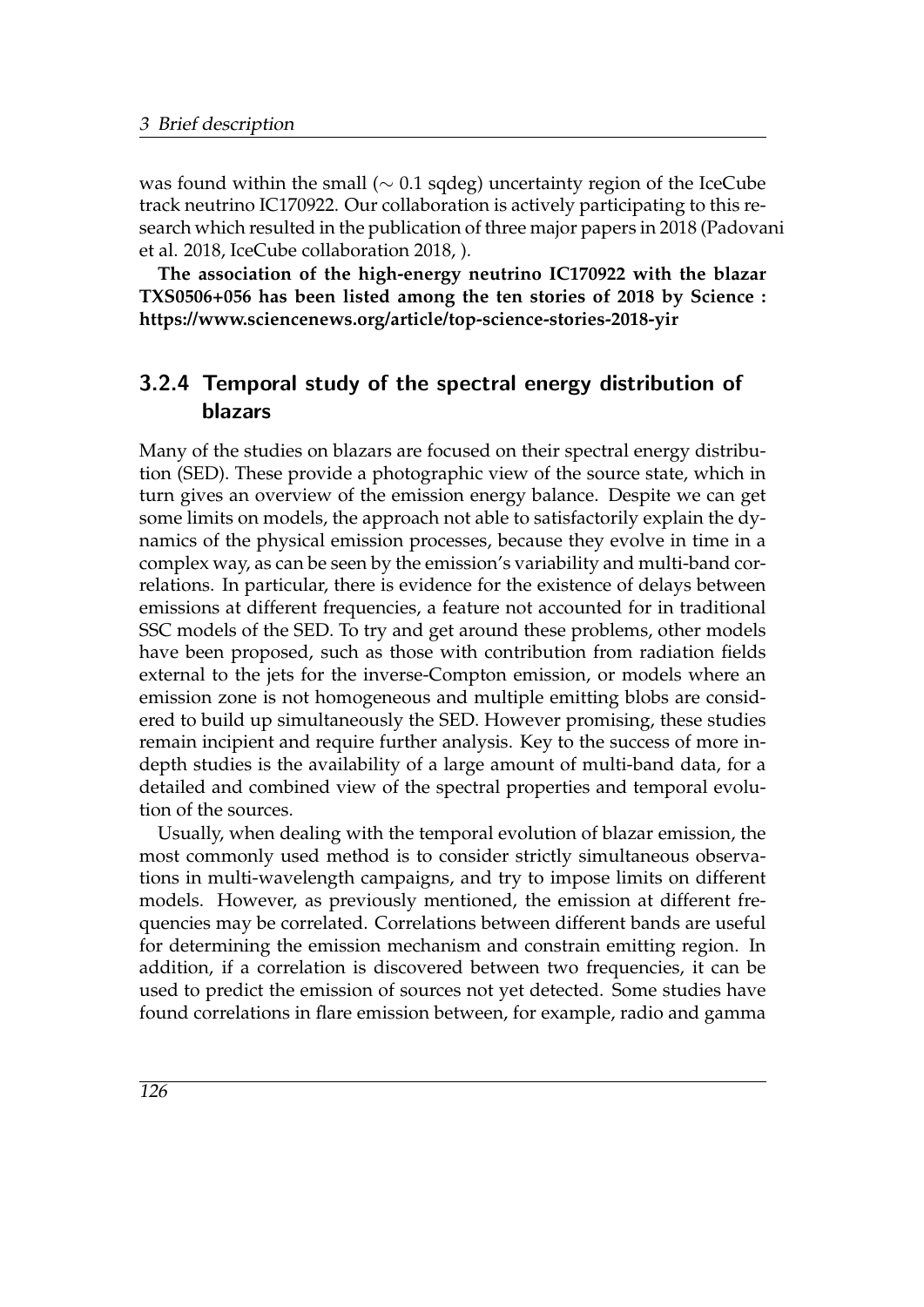was found within the small ($\sim 0.1$ sqdeg) uncertainty region of the IceCube track neutrino IC170922. Our collaboration is actively participating to this research which resulted in the publication of three major papers in 2018 (Padovani et al. 2018, IceCube collaboration 2018, ).

**The association of the high-energy neutrino IC170922 with the blazar TXS0506+056 has been listed among the ten stories of 2018 by Science : https://www.sciencenews.org/article/top-science-stories-2018-yir**

### 3.2.4 Temporal study of the spectral energy distribution of blazars

Many of the studies on blazars are focused on their spectral energy distribution (SED). These provide a photographic view of the source state, which in turn gives an overview of the emission energy balance. Despite we can get some limits on models, the approach not able to satisfactorily explain the dynamics of the physical emission processes, because they evolve in time in a complex way, as can be seen by the emission's variability and multi-band correlations. In particular, there is evidence for the existence of delays between emissions at different frequencies, a feature not accounted for in traditional SSC models of the SED. To try and get around these problems, other models have been proposed, such as those with contribution from radiation fields external to the jets for the inverse-Compton emission, or models where an emission zone is not homogeneous and multiple emitting blobs are considered to build up simultaneously the SED. However promising, these studies remain incipient and require further analysis. Key to the success of more in-depth studies is the availability of a large amount of multi-band data, for a detailed and combined view of the spectral properties and temporal evolution of the sources.

Usually, when dealing with the temporal evolution of blazar emission, the most commonly used method is to consider strictly simultaneous observations in multi-wavelength campaigns, and try to impose limits on different models. However, as previously mentioned, the emission at different frequencies may be correlated. Correlations between different bands are useful for determining the emission mechanism and constrain emitting region. In addition, if a correlation is discovered between two frequencies, it can be used to predict the emission of sources not yet detected. Some studies have found correlations in flare emission between, for example, radio and gamma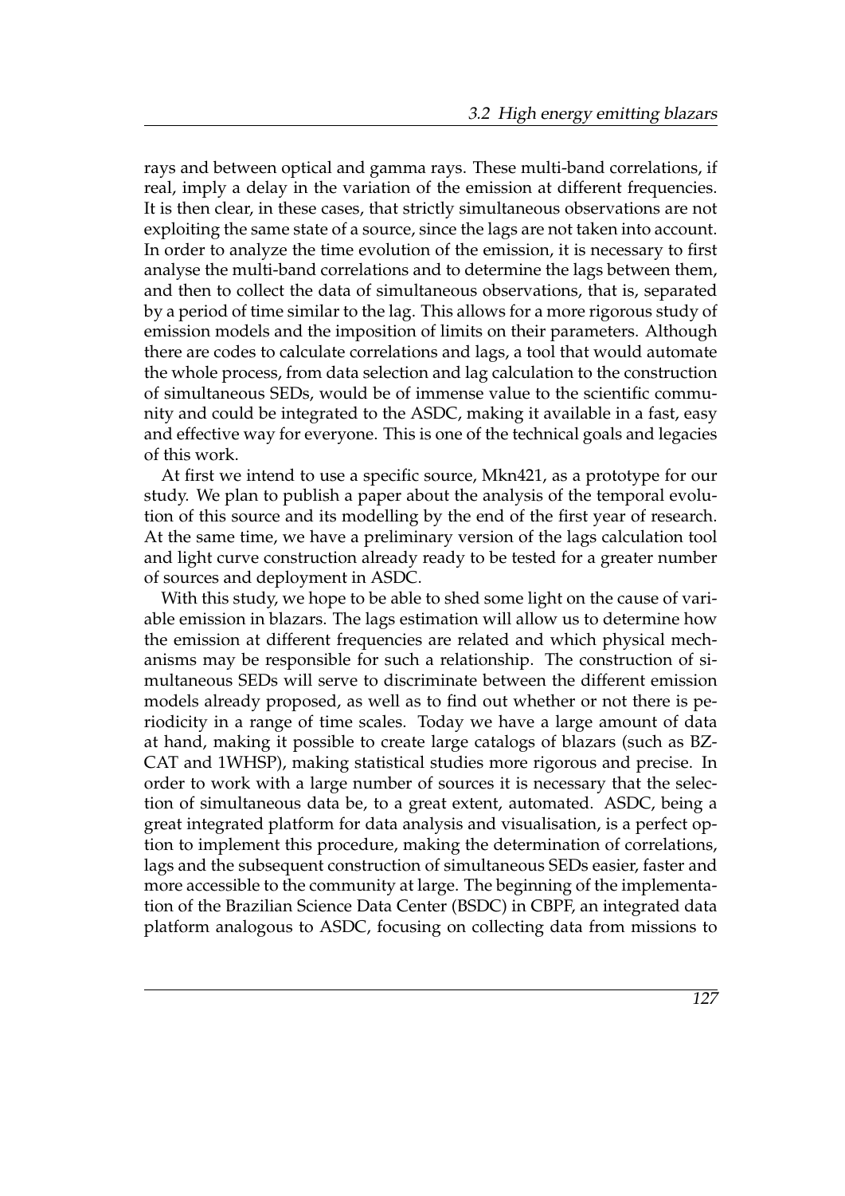rays and between optical and gamma rays. These multi-band correlations, if real, imply a delay in the variation of the emission at different frequencies. It is then clear, in these cases, that strictly simultaneous observations are not exploiting the same state of a source, since the lags are not taken into account. In order to analyze the time evolution of the emission, it is necessary to first analyse the multi-band correlations and to determine the lags between them, and then to collect the data of simultaneous observations, that is, separated by a period of time similar to the lag. This allows for a more rigorous study of emission models and the imposition of limits on their parameters. Although there are codes to calculate correlations and lags, a tool that would automate the whole process, from data selection and lag calculation to the construction of simultaneous SEDs, would be of immense value to the scientific community and could be integrated to the ASDC, making it available in a fast, easy and effective way for everyone. This is one of the technical goals and legacies of this work.

At first we intend to use a specific source, Mkn421, as a prototype for our study. We plan to publish a paper about the analysis of the temporal evolution of this source and its modelling by the end of the first year of research. At the same time, we have a preliminary version of the lags calculation tool and light curve construction already ready to be tested for a greater number of sources and deployment in ASDC.

With this study, we hope to be able to shed some light on the cause of variable emission in blazars. The lags estimation will allow us to determine how the emission at different frequencies are related and which physical mechanisms may be responsible for such a relationship. The construction of simultaneous SEDs will serve to discriminate between the different emission models already proposed, as well as to find out whether or not there is periodicity in a range of time scales. Today we have a large amount of data at hand, making it possible to create large catalogs of blazars (such as BZCAT and 1WHSP), making statistical studies more rigorous and precise. In order to work with a large number of sources it is necessary that the selection of simultaneous data be, to a great extent, automated. ASDC, being a great integrated platform for data analysis and visualisation, is a perfect option to implement this procedure, making the determination of correlations, lags and the subsequent construction of simultaneous SEDs easier, faster and more accessible to the community at large. The beginning of the implementation of the Brazilian Science Data Center (BSDC) in CBPF, an integrated data platform analogous to ASDC, focusing on collecting data from missions to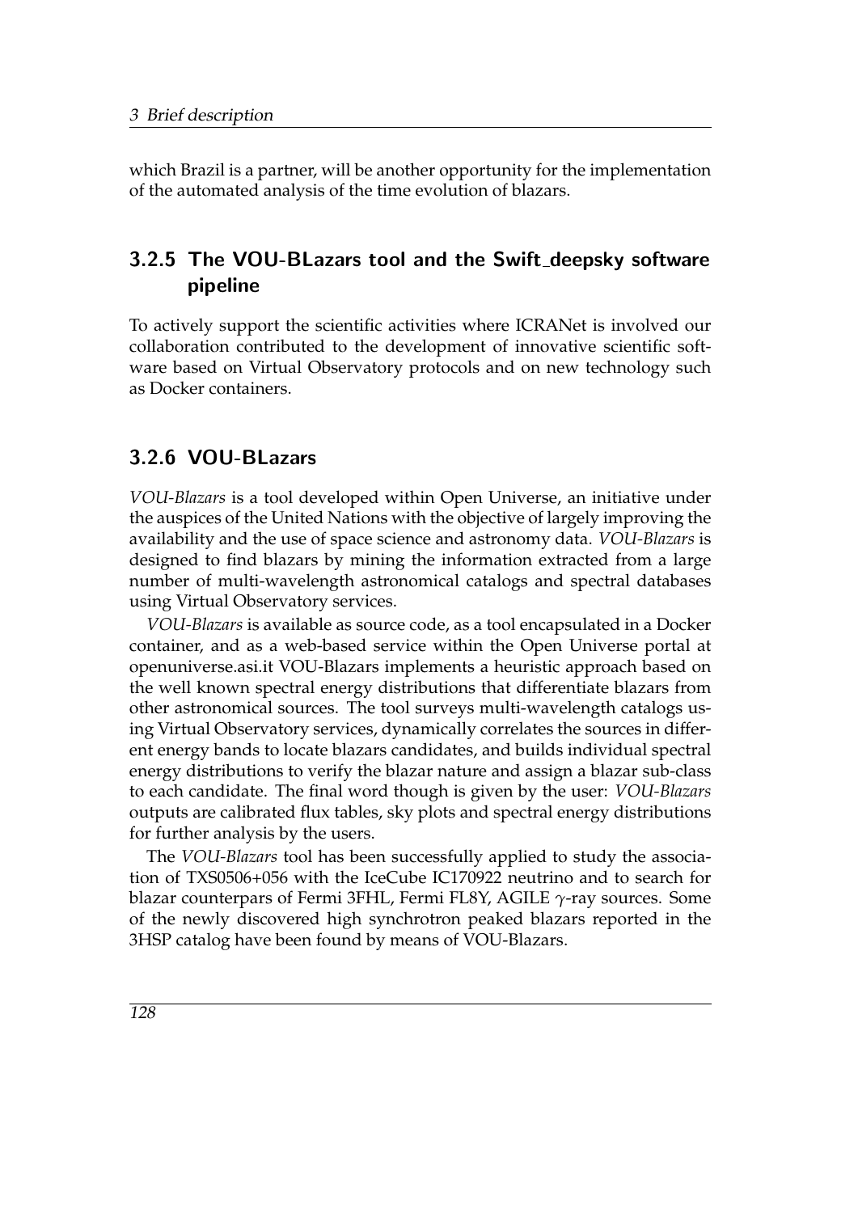which Brazil is a partner, will be another opportunity for the implementation of the automated analysis of the time evolution of blazars.

### 3.2.5 The VOU-BLazars tool and the Swift_deepsky software pipeline

To actively support the scientific activities where ICRANet is involved our collaboration contributed to the development of innovative scientific software based on Virtual Observatory protocols and on new technology such as Docker containers.

### 3.2.6 VOU-BLazars

*VOU-Blazars* is a tool developed within Open Universe, an initiative under the auspices of the United Nations with the objective of largely improving the availability and the use of space science and astronomy data. *VOU-Blazars* is designed to find blazars by mining the information extracted from a large number of multi-wavelength astronomical catalogs and spectral databases using Virtual Observatory services.

*VOU-Blazars* is available as source code, as a tool encapsulated in a Docker container, and as a web-based service within the Open Universe portal at openuniverse.asi.it VOU-Blazars implements a heuristic approach based on the well known spectral energy distributions that differentiate blazars from other astronomical sources. The tool surveys multi-wavelength catalogs using Virtual Observatory services, dynamically correlates the sources in different energy bands to locate blazars candidates, and builds individual spectral energy distributions to verify the blazar nature and assign a blazar sub-class to each candidate. The final word though is given by the user: *VOU-Blazars* outputs are calibrated flux tables, sky plots and spectral energy distributions for further analysis by the users.

The *VOU-Blazars* tool has been successfully applied to study the association of TXS0506+056 with the IceCube IC170922 neutrino and to search for blazar counterpars of Fermi 3FHL, Fermi FL8Y, AGILE $\gamma$-ray sources. Some of the newly discovered high synchrotron peaked blazars reported in the 3HSP catalog have been found by means of VOU-Blazars.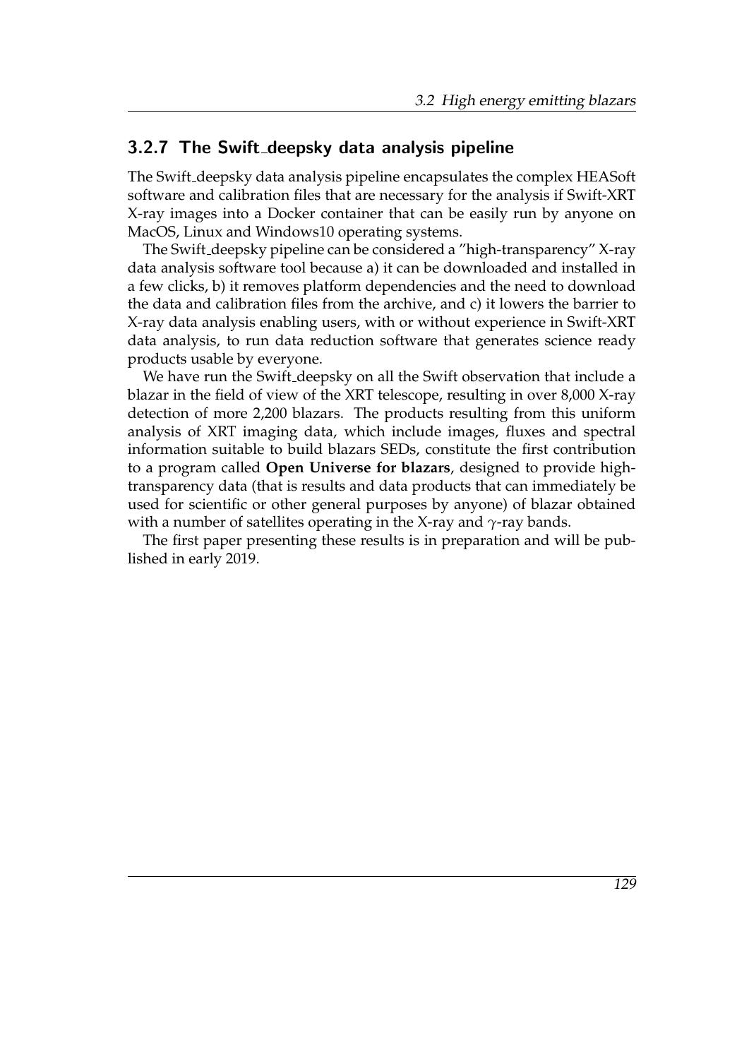### 3.2.7 The Swift_deepsky data analysis pipeline

The Swift_deepsky data analysis pipeline encapsulates the complex HEASoft software and calibration files that are necessary for the analysis if Swift-XRT X-ray images into a Docker container that can be easily run by anyone on MacOS, Linux and Windows10 operating systems.

The Swift_deepsky pipeline can be considered a "high-transparency" X-ray data analysis software tool because a) it can be downloaded and installed in a few clicks, b) it removes platform dependencies and the need to download the data and calibration files from the archive, and c) it lowers the barrier to X-ray data analysis enabling users, with or without experience in Swift-XRT data analysis, to run data reduction software that generates science ready products usable by everyone.

We have run the Swift_deepsky on all the Swift observation that include a blazar in the field of view of the XRT telescope, resulting in over 8,000 X-ray detection of more 2,200 blazars. The products resulting from this uniform analysis of XRT imaging data, which include images, fluxes and spectral information suitable to build blazars SEDs, constitute the first contribution to a program called **Open Universe for blazars**, designed to provide high-transparency data (that is results and data products that can immediately be used for scientific or other general purposes by anyone) of blazar obtained with a number of satellites operating in the X-ray and $\gamma$-ray bands.

The first paper presenting these results is in preparation and will be published in early 2019.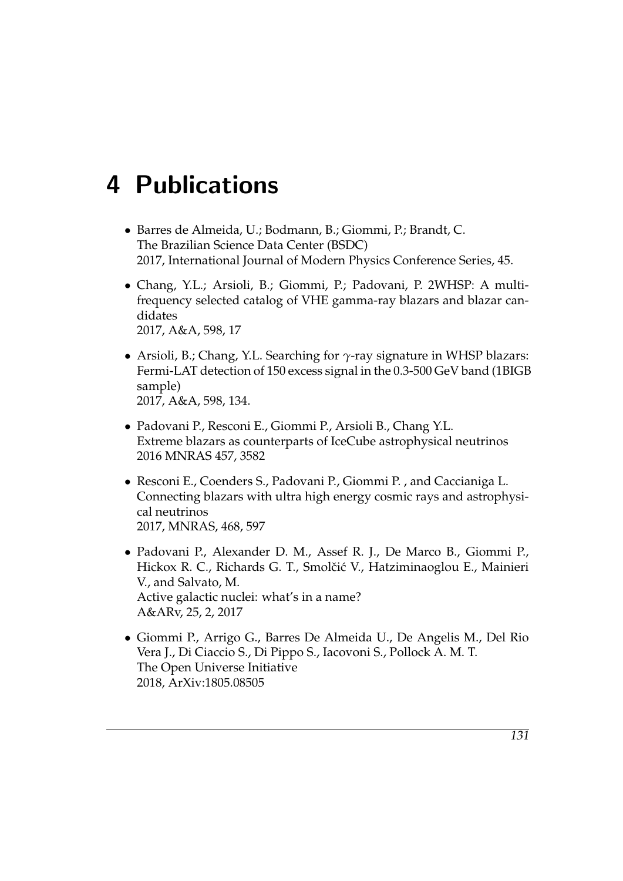# 4 Publications

- Barres de Almeida, U.; Bodmann, B.; Giommi, P.; Brandt, C.
  The Brazilian Science Data Center (BSDC)
  2017, International Journal of Modern Physics Conference Series, 45.

- Chang, Y.L.; Arsioli, B.; Giommi, P.; Padovani, P. 2WHSP: A multi-frequency selected catalog of VHE gamma-ray blazars and blazar candidates
  2017, A&A, 598, 17

- Arsioli, B.; Chang, Y.L. Searching for $\gamma$-ray signature in WHSP blazars: Fermi-LAT detection of 150 excess signal in the 0.3-500 GeV band (1BIGB sample)
  2017, A&A, 598, 134.

- Padovani P., Resconi E., Giommi P., Arsioli B., Chang Y.L.
  Extreme blazars as counterparts of IceCube astrophysical neutrinos
  2016 MNRAS 457, 3582

- Resconi E., Coenders S., Padovani P., Giommi P. , and Caccianiga L.
  Connecting blazars with ultra high energy cosmic rays and astrophysical neutrinos
  2017, MNRAS, 468, 597

- Padovani P., Alexander D. M., Assef R. J., De Marco B., Giommi P., Hickox R. C., Richards G. T., Smolčić V., Hatziminaoglou E., Mainieri V., and Salvato, M.
  Active galactic nuclei: what's in a name?
  A&ARv, 25, 2, 2017

- Giommi P., Arrigo G., Barres De Almeida U., De Angelis M., Del Rio Vera J., Di Ciaccio S., Di Pippo S., Iacovoni S., Pollock A. M. T.
  The Open Universe Initiative
  2018, ArXiv:1805.08505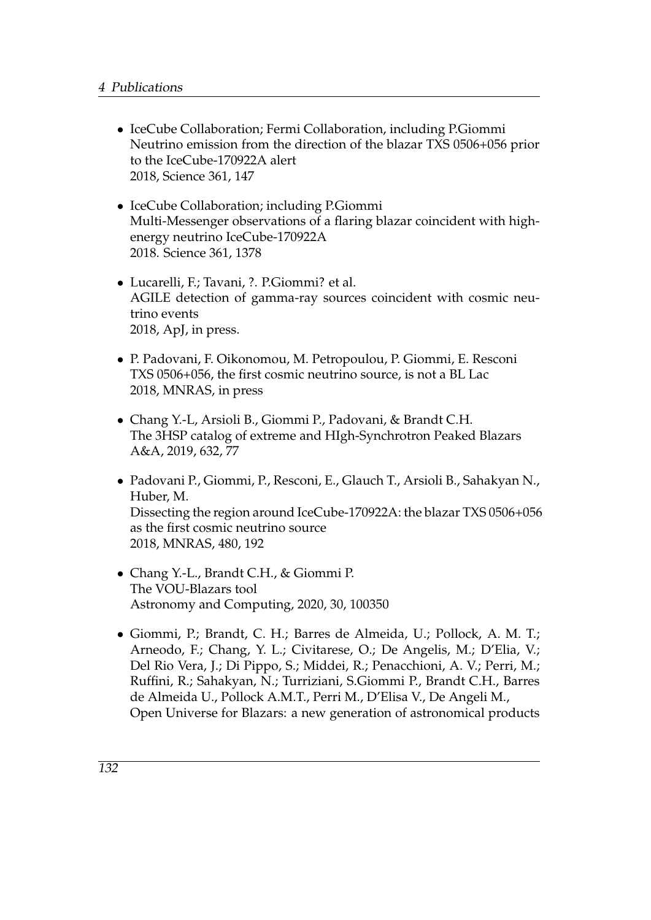- IceCube Collaboration; Fermi Collaboration, including P.Giommi
  Neutrino emission from the direction of the blazar TXS 0506+056 prior to the IceCube-170922A alert
  2018, Science 361, 147

- IceCube Collaboration; including P.Giommi
  Multi-Messenger observations of a flaring blazar coincident with high-energy neutrino IceCube-170922A
  2018. Science 361, 1378

- Lucarelli, F.; Tavani, ?. P.Giommi? et al.
  AGILE detection of gamma-ray sources coincident with cosmic neutrino events
  2018, ApJ, in press.

- P. Padovani, F. Oikonomou, M. Petropoulou, P. Giommi, E. Resconi
  TXS 0506+056, the first cosmic neutrino source, is not a BL Lac
  2018, MNRAS, in press

- Chang Y.-L, Arsioli B., Giommi P., Padovani, & Brandt C.H.
  The 3HSP catalog of extreme and HIgh-Synchrotron Peaked Blazars
  A&A, 2019, 632, 77

- Padovani P., Giommi, P., Resconi, E., Glauch T., Arsioli B., Sahakyan N., Huber, M.
  Dissecting the region around IceCube-170922A: the blazar TXS 0506+056 as the first cosmic neutrino source
  2018, MNRAS, 480, 192

- Chang Y.-L., Brandt C.H., & Giommi P.
  The VOU-Blazars tool
  Astronomy and Computing, 2020, 30, 100350

- Giommi, P.; Brandt, C. H.; Barres de Almeida, U.; Pollock, A. M. T.; Arneodo, F.; Chang, Y. L.; Civitarese, O.; De Angelis, M.; D'Elia, V.; Del Rio Vera, J.; Di Pippo, S.; Middei, R.; Penacchioni, A. V.; Perri, M.; Ruffini, R.; Sahakyan, N.; Turriziani, S.Giommi P., Brandt C.H., Barres de Almeida U., Pollock A.M.T., Perri M., D'Elisa V., De Angeli M.,
  Open Universe for Blazars: a new generation of astronomical products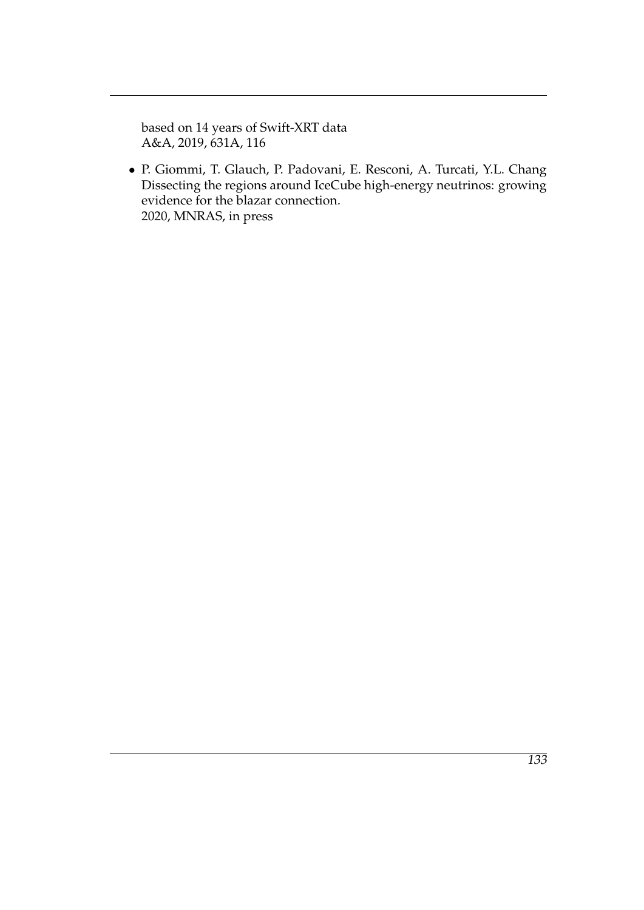based on 14 years of Swift-XRT data
A&A, 2019, 631A, 116

- P. Giommi, T. Glauch, P. Padovani, E. Resconi, A. Turcati, Y.L. Chang
  Dissecting the regions around IceCube high-energy neutrinos: growing evidence for the blazar connection.
  2020, MNRAS, in press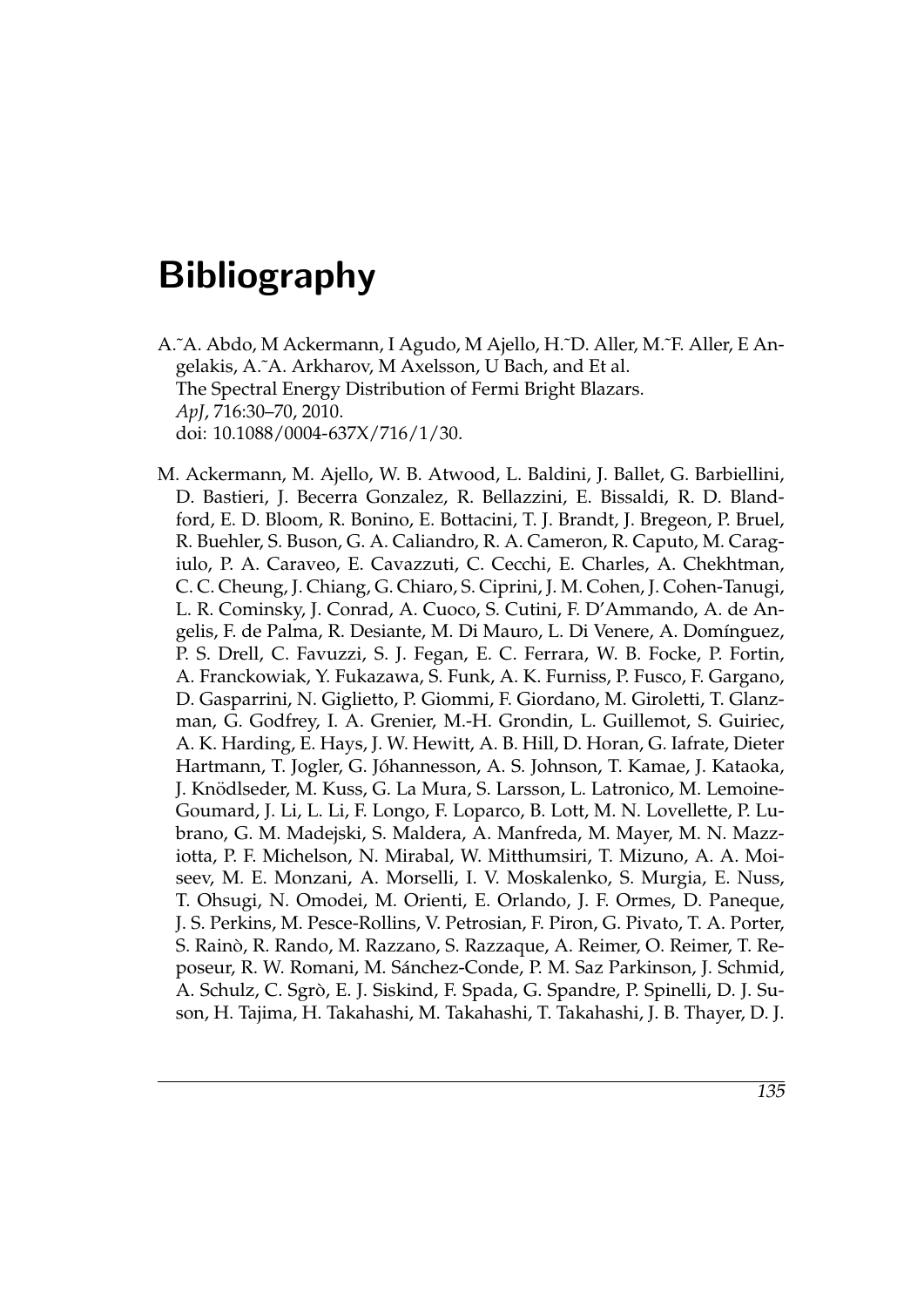# Bibliography

A.~A. Abdo, M Ackermann, I Agudo, M Ajello, H.~D. Aller, M.~F. Aller, E Angelakis, A.~A. Arkharov, M Axelsson, U Bach, and Et al.
The Spectral Energy Distribution of Fermi Bright Blazars.
*ApJ*, 716:30–70, 2010.
doi: 10.1088/0004-637X/716/1/30.

M. Ackermann, M. Ajello, W. B. Atwood, L. Baldini, J. Ballet, G. Barbiellini, D. Bastieri, J. Becerra Gonzalez, R. Bellazzini, E. Bissaldi, R. D. Blandford, E. D. Bloom, R. Bonino, E. Bottacini, T. J. Brandt, J. Bregeon, P. Bruel, R. Buehler, S. Buson, G. A. Caliandro, R. A. Cameron, R. Caputo, M. Caragiulo, P. A. Caraveo, E. Cavazzuti, C. Cecchi, E. Charles, A. Chekhtman, C. C. Cheung, J. Chiang, G. Chiaro, S. Ciprini, J. M. Cohen, J. Cohen-Tanugi, L. R. Cominsky, J. Conrad, A. Cuoco, S. Cutini, F. D'Ammando, A. de Angelis, F. de Palma, R. Desiante, M. Di Mauro, L. Di Venere, A. Domínguez, P. S. Drell, C. Favuzzi, S. J. Fegan, E. C. Ferrara, W. B. Focke, P. Fortin, A. Franckowiak, Y. Fukazawa, S. Funk, A. K. Furniss, P. Fusco, F. Gargano, D. Gasparrini, N. Giglietto, P. Giommi, F. Giordano, M. Giroletti, T. Glanzman, G. Godfrey, I. A. Grenier, M.-H. Grondin, L. Guillemot, S. Guiriec, A. K. Harding, E. Hays, J. W. Hewitt, A. B. Hill, D. Horan, G. Iafrate, Dieter Hartmann, T. Jogler, G. Jóhannesson, A. S. Johnson, T. Kamae, J. Kataoka, J. Knödlseder, M. Kuss, G. La Mura, S. Larsson, L. Latronico, M. Lemoine-Goumard, J. Li, L. Li, F. Longo, F. Loparco, B. Lott, M. N. Lovellette, P. Lubrano, G. M. Madejski, S. Maldera, A. Manfreda, M. Mayer, M. N. Mazziotta, P. F. Michelson, N. Mirabal, W. Mitthumsiri, T. Mizuno, A. A. Moiseev, M. E. Monzani, A. Morselli, I. V. Moskalenko, S. Murgia, E. Nuss, T. Ohsugi, N. Omodei, M. Orienti, E. Orlando, J. F. Ormes, D. Paneque, J. S. Perkins, M. Pesce-Rollins, V. Petrosian, F. Piron, G. Pivato, T. A. Porter, S. Rainò, R. Rando, M. Razzano, S. Razzaque, A. Reimer, O. Reimer, T. Reposeur, R. W. Romani, M. Sánchez-Conde, P. M. Saz Parkinson, J. Schmid, A. Schulz, C. Sgrò, E. J. Siskind, F. Spada, G. Spandre, P. Spinelli, D. J. Suson, H. Tajima, H. Takahashi, M. Takahashi, T. Takahashi, J. B. Thayer, D. J.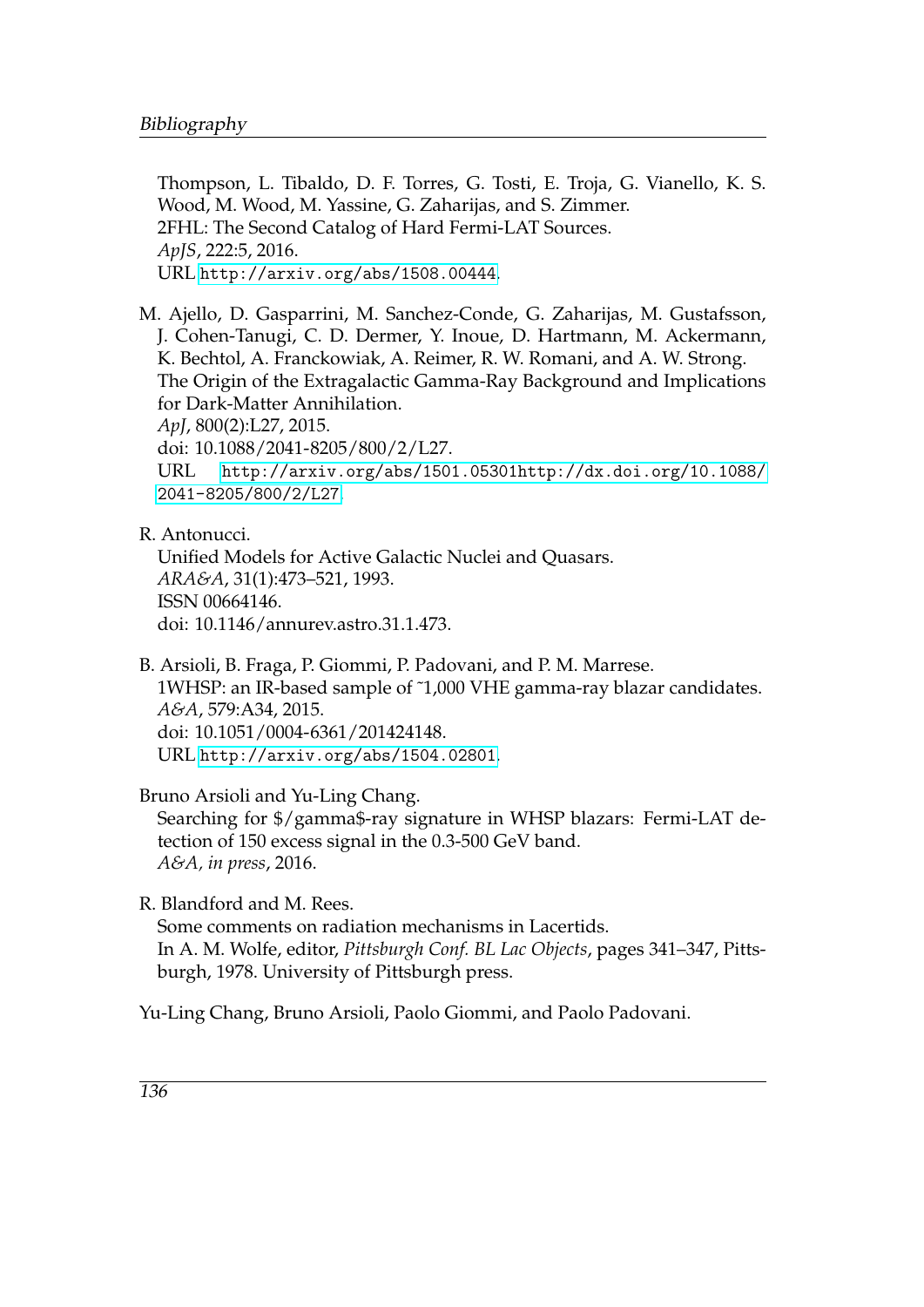Thompson, L. Tibaldo, D. F. Torres, G. Tosti, E. Troja, G. Vianello, K. S. Wood, M. Wood, M. Yassine, G. Zaharijas, and S. Zimmer.
2FHL: The Second Catalog of Hard Fermi-LAT Sources.
*ApJS*, 222:5, 2016.
URL http://arxiv.org/abs/1508.00444.

M. Ajello, D. Gasparrini, M. Sanchez-Conde, G. Zaharijas, M. Gustafsson, J. Cohen-Tanugi, C. D. Dermer, Y. Inoue, D. Hartmann, M. Ackermann, K. Bechtol, A. Franckowiak, A. Reimer, R. W. Romani, and A. W. Strong.
The Origin of the Extragalactic Gamma-Ray Background and Implications for Dark-Matter Annihilation.
*ApJ*, 800(2):L27, 2015.
doi: 10.1088/2041-8205/800/2/L27.
URL http://arxiv.org/abs/1501.05301http://dx.doi.org/10.1088/2041-8205/800/2/L27.

R. Antonucci.
Unified Models for Active Galactic Nuclei and Quasars.
*ARA&A*, 31(1):473–521, 1993.
ISSN 00664146.
doi: 10.1146/annurev.astro.31.1.473.

B. Arsioli, B. Fraga, P. Giommi, P. Padovani, and P. M. Marrese.
1WHSP: an IR-based sample of ˜1,000 VHE gamma-ray blazar candidates.
*A&A*, 579:A34, 2015.
doi: 10.1051/0004-6361/201424148.
URL http://arxiv.org/abs/1504.02801.

Bruno Arsioli and Yu-Ling Chang.
Searching for $/gamma$-ray signature in WHSP blazars: Fermi-LAT detection of 150 excess signal in the 0.3-500 GeV band.
*A&A, in press*, 2016.

R. Blandford and M. Rees.
Some comments on radiation mechanisms in Lacertids.
In A. M. Wolfe, editor, *Pittsburgh Conf. BL Lac Objects*, pages 341–347, Pittsburgh, 1978. University of Pittsburgh press.

Yu-Ling Chang, Bruno Arsioli, Paolo Giommi, and Paolo Padovani.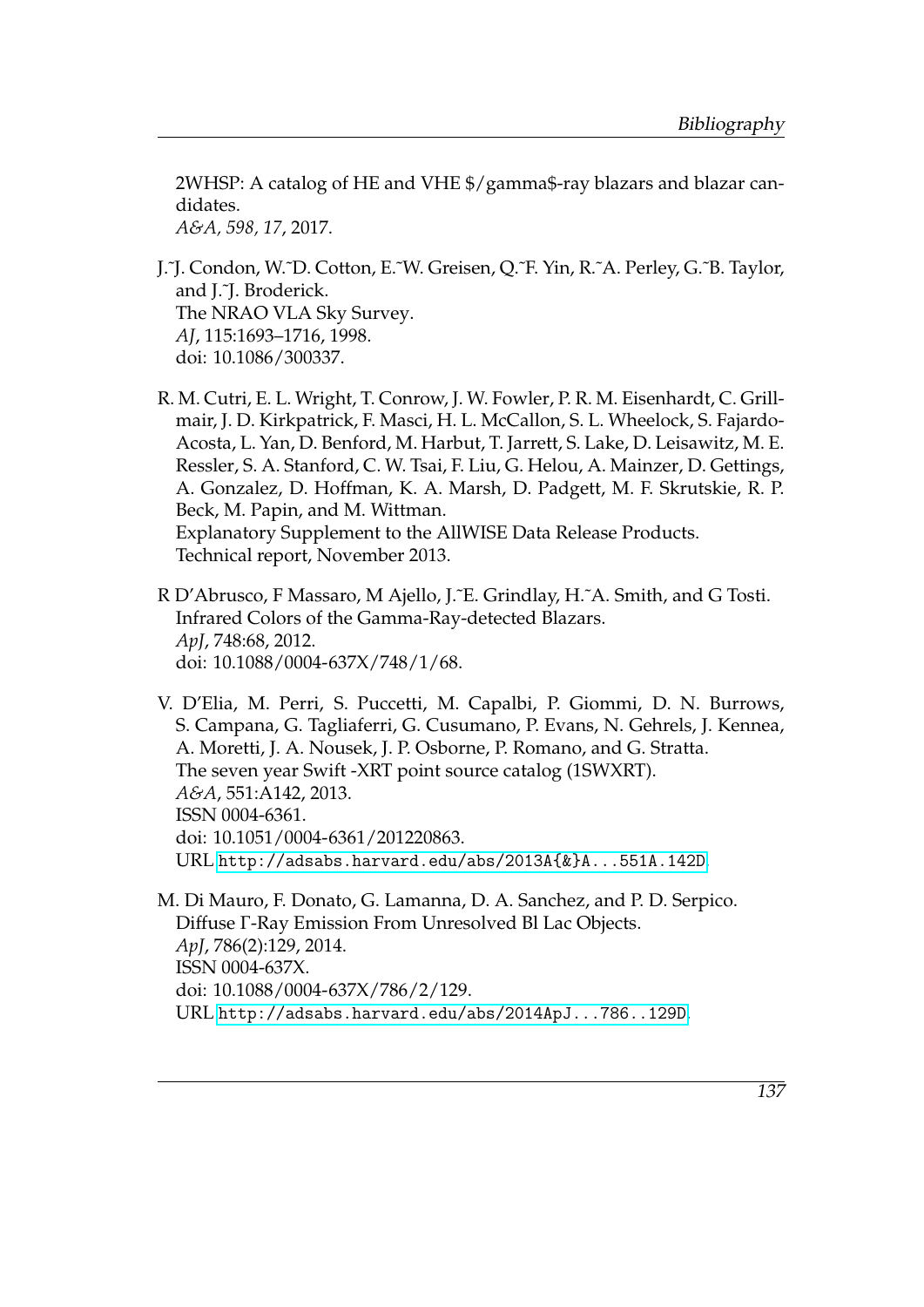2WHSP: A catalog of HE and VHE $/gamma$-ray blazars and blazar candidates.
*A&A, 598, 17*, 2017.

J.~J. Condon, W.~D. Cotton, E.~W. Greisen, Q.~F. Yin, R.~A. Perley, G.~B. Taylor, and J.~J. Broderick.
The NRAO VLA Sky Survey.
*AJ*, 115:1693–1716, 1998.
doi: 10.1086/300337.

R. M. Cutri, E. L. Wright, T. Conrow, J. W. Fowler, P. R. M. Eisenhardt, C. Grillmair, J. D. Kirkpatrick, F. Masci, H. L. McCallon, S. L. Wheelock, S. Fajardo-Acosta, L. Yan, D. Benford, M. Harbut, T. Jarrett, S. Lake, D. Leisawitz, M. E. Ressler, S. A. Stanford, C. W. Tsai, F. Liu, G. Helou, A. Mainzer, D. Gettings, A. Gonzalez, D. Hoffman, K. A. Marsh, D. Padgett, M. F. Skrutskie, R. P. Beck, M. Papin, and M. Wittman.
Explanatory Supplement to the AllWISE Data Release Products.
Technical report, November 2013.

R D'Abrusco, F Massaro, M Ajello, J.~E. Grindlay, H.~A. Smith, and G Tosti.
Infrared Colors of the Gamma-Ray-detected Blazars.
*ApJ*, 748:68, 2012.
doi: 10.1088/0004-637X/748/1/68.

V. D'Elia, M. Perri, S. Puccetti, M. Capalbi, P. Giommi, D. N. Burrows, S. Campana, G. Tagliaferri, G. Cusumano, P. Evans, N. Gehrels, J. Kennea, A. Moretti, J. A. Nousek, J. P. Osborne, P. Romano, and G. Stratta.
The seven year Swift -XRT point source catalog (1SWXRT).
*A&A*, 551:A142, 2013.
ISSN 0004-6361.
doi: 10.1051/0004-6361/201220863.
URL http://adsabs.harvard.edu/abs/2013A{&}A...551A.142D.

M. Di Mauro, F. Donato, G. Lamanna, D. A. Sanchez, and P. D. Serpico.
Diffuse Γ-Ray Emission From Unresolved Bl Lac Objects.
*ApJ*, 786(2):129, 2014.
ISSN 0004-637X.
doi: 10.1088/0004-637X/786/2/129.
URL http://adsabs.harvard.edu/abs/2014ApJ...786..129D.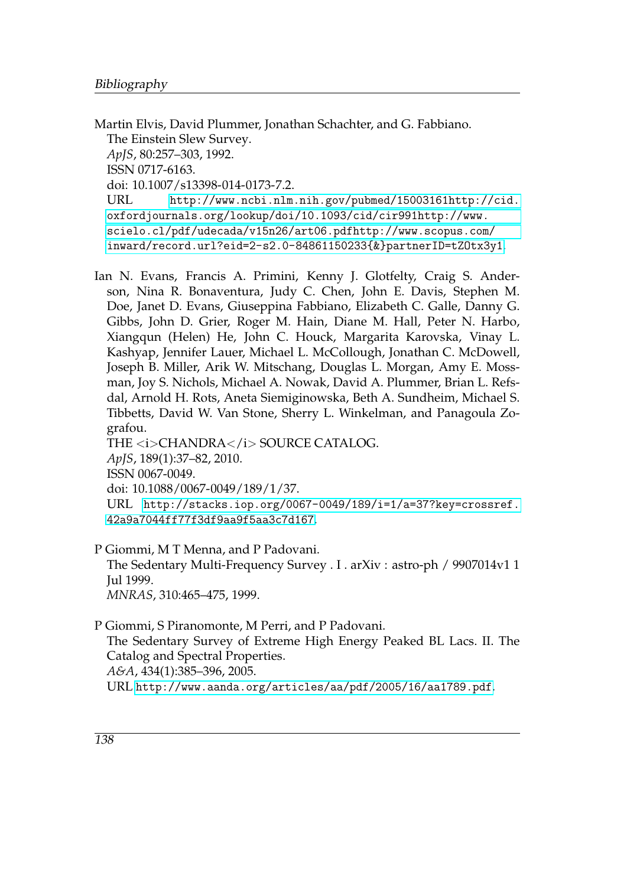Martin Elvis, David Plummer, Jonathan Schachter, and G. Fabbiano.
The Einstein Slew Survey.
*ApJS*, 80:257–303, 1992.
ISSN 0717-6163.
doi: 10.1007/s13398-014-0173-7.2.
URL http://www.ncbi.nlm.nih.gov/pubmed/15003161http://cid.oxfordjournals.org/lookup/doi/10.1093/cid/cir991http://www.scielo.cl/pdf/udecada/v15n26/art06.pdfhttp://www.scopus.com/inward/record.url?eid=2-s2.0-84861150233{&}partnerID=tZOtx3y1.

Ian N. Evans, Francis A. Primini, Kenny J. Glotfelty, Craig S. Anderson, Nina R. Bonaventura, Judy C. Chen, John E. Davis, Stephen M. Doe, Janet D. Evans, Giuseppina Fabbiano, Elizabeth C. Galle, Danny G. Gibbs, John D. Grier, Roger M. Hain, Diane M. Hall, Peter N. Harbo, Xiangqun (Helen) He, John C. Houck, Margarita Karovska, Vinay L. Kashyap, Jennifer Lauer, Michael L. McCollough, Jonathan C. McDowell, Joseph B. Miller, Arik W. Mitschang, Douglas L. Morgan, Amy E. Mossman, Joy S. Nichols, Michael A. Nowak, David A. Plummer, Brian L. Refsdal, Arnold H. Rots, Aneta Siemiginowska, Beth A. Sundheim, Michael S. Tibbetts, David W. Van Stone, Sherry L. Winkelman, and Panagoula Zografou.
THE <i>CHANDRA</i> SOURCE CATALOG.
*ApJS*, 189(1):37–82, 2010.
ISSN 0067-0049.
doi: 10.1088/0067-0049/189/1/37.
URL http://stacks.iop.org/0067-0049/189/i=1/a=37?key=crossref.42a9a7044ff77f3df9aa9f5aa3c7d167.

P Giommi, M T Menna, and P Padovani.
The Sedentary Multi-Frequency Survey . I . arXiv : astro-ph / 9907014v1 1 Jul 1999.
*MNRAS*, 310:465–475, 1999.

P Giommi, S Piranomonte, M Perri, and P Padovani.
The Sedentary Survey of Extreme High Energy Peaked BL Lacs. II. The Catalog and Spectral Properties.
*A&A*, 434(1):385–396, 2005.
URL http://www.aanda.org/articles/aa/pdf/2005/16/aa1789.pdf.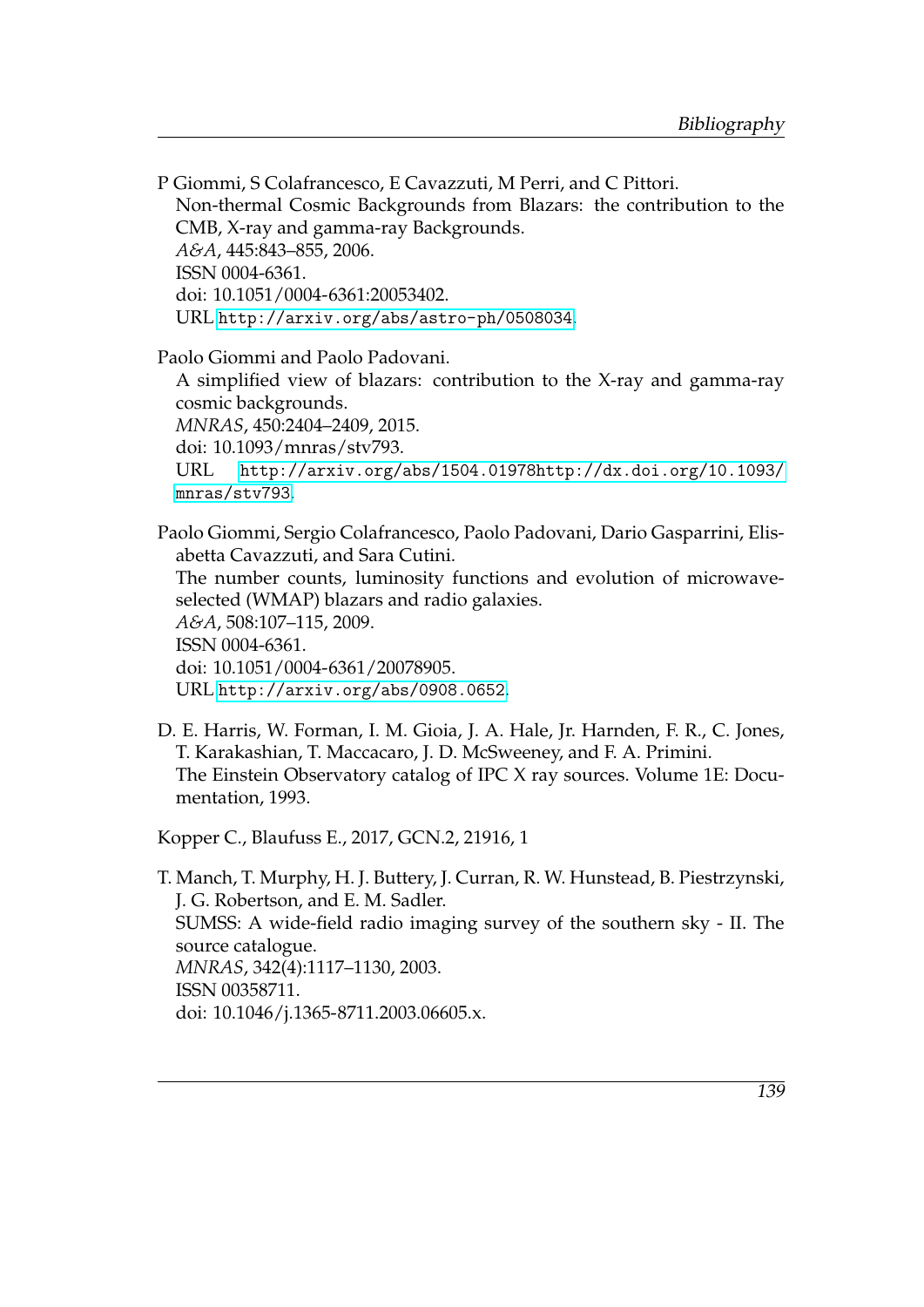P Giommi, S Colafrancesco, E Cavazzuti, M Perri, and C Pittori.
Non-thermal Cosmic Backgrounds from Blazars: the contribution to the CMB, X-ray and gamma-ray Backgrounds.
*A&A*, 445:843–855, 2006.
ISSN 0004-6361.
doi: 10.1051/0004-6361:20053402.
URL http://arxiv.org/abs/astro-ph/0508034.

Paolo Giommi and Paolo Padovani.
A simplified view of blazars: contribution to the X-ray and gamma-ray cosmic backgrounds.
*MNRAS*, 450:2404–2409, 2015.
doi: 10.1093/mnras/stv793.
URL http://arxiv.org/abs/1504.01978http://dx.doi.org/10.1093/mnras/stv793.

Paolo Giommi, Sergio Colafrancesco, Paolo Padovani, Dario Gasparrini, Elisabetta Cavazzuti, and Sara Cutini.
The number counts, luminosity functions and evolution of microwave-selected (WMAP) blazars and radio galaxies.
*A&A*, 508:107–115, 2009.
ISSN 0004-6361.
doi: 10.1051/0004-6361/20078905.
URL http://arxiv.org/abs/0908.0652.

D. E. Harris, W. Forman, I. M. Gioia, J. A. Hale, Jr. Harnden, F. R., C. Jones, T. Karakashian, T. Maccacaro, J. D. McSweeney, and F. A. Primini.
The Einstein Observatory catalog of IPC X ray sources. Volume 1E: Documentation, 1993.

Kopper C., Blaufuss E., 2017, GCN.2, 21916, 1

T. Manch, T. Murphy, H. J. Buttery, J. Curran, R. W. Hunstead, B. Piestrzynski, J. G. Robertson, and E. M. Sadler.
SUMSS: A wide-field radio imaging survey of the southern sky - II. The source catalogue.
*MNRAS*, 342(4):1117–1130, 2003.
ISSN 00358711.
doi: 10.1046/j.1365-8711.2003.06605.x.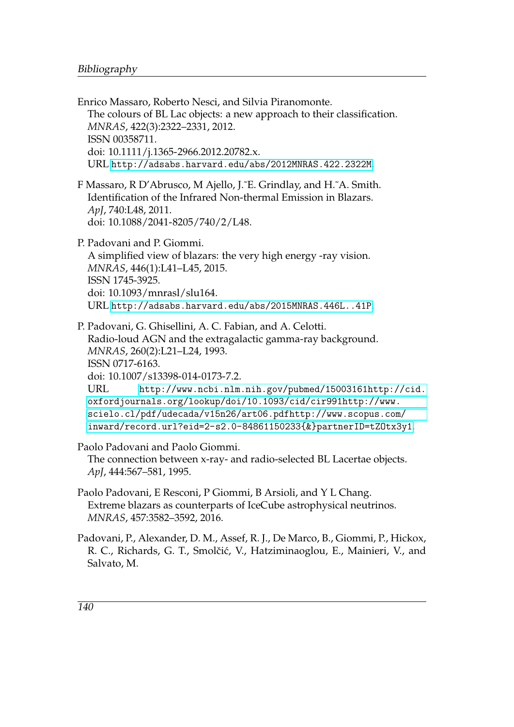Enrico Massaro, Roberto Nesci, and Silvia Piranomonte.
The colours of BL Lac objects: a new approach to their classification.
*MNRAS*, 422(3):2322–2331, 2012.
ISSN 00358711.
doi: 10.1111/j.1365-2966.2012.20782.x.
URL http://adsabs.harvard.edu/abs/2012MNRAS.422.2322M.

F Massaro, R D'Abrusco, M Ajello, J.~E. Grindlay, and H.~A. Smith.
Identification of the Infrared Non-thermal Emission in Blazars.
*ApJ*, 740:L48, 2011.
doi: 10.1088/2041-8205/740/2/L48.

P. Padovani and P. Giommi.
A simplified view of blazars: the very high energy -ray vision.
*MNRAS*, 446(1):L41–L45, 2015.
ISSN 1745-3925.
doi: 10.1093/mnrasl/slu164.
URL http://adsabs.harvard.edu/abs/2015MNRAS.446L..41P.

P. Padovani, G. Ghisellini, A. C. Fabian, and A. Celotti.
Radio-loud AGN and the extragalactic gamma-ray background.
*MNRAS*, 260(2):L21–L24, 1993.
ISSN 0717-6163.
doi: 10.1007/s13398-014-0173-7.2.
URL http://www.ncbi.nlm.nih.gov/pubmed/15003161http://cid.oxfordjournals.org/lookup/doi/10.1093/cid/cir991http://www.scielo.cl/pdf/udecada/v15n26/art06.pdfhttp://www.scopus.com/inward/record.url?eid=2-s2.0-84861150233{&}partnerID=tZOtx3y1.

Paolo Padovani and Paolo Giommi.
The connection between x-ray- and radio-selected BL Lacertae objects.
*ApJ*, 444:567–581, 1995.

Paolo Padovani, E Resconi, P Giommi, B Arsioli, and Y L Chang.
Extreme blazars as counterparts of IceCube astrophysical neutrinos.
*MNRAS*, 457:3582–3592, 2016.

Padovani, P., Alexander, D. M., Assef, R. J., De Marco, B., Giommi, P., Hickox, R. C., Richards, G. T., Smolčić, V., Hatziminaoglou, E., Mainieri, V., and Salvato, M.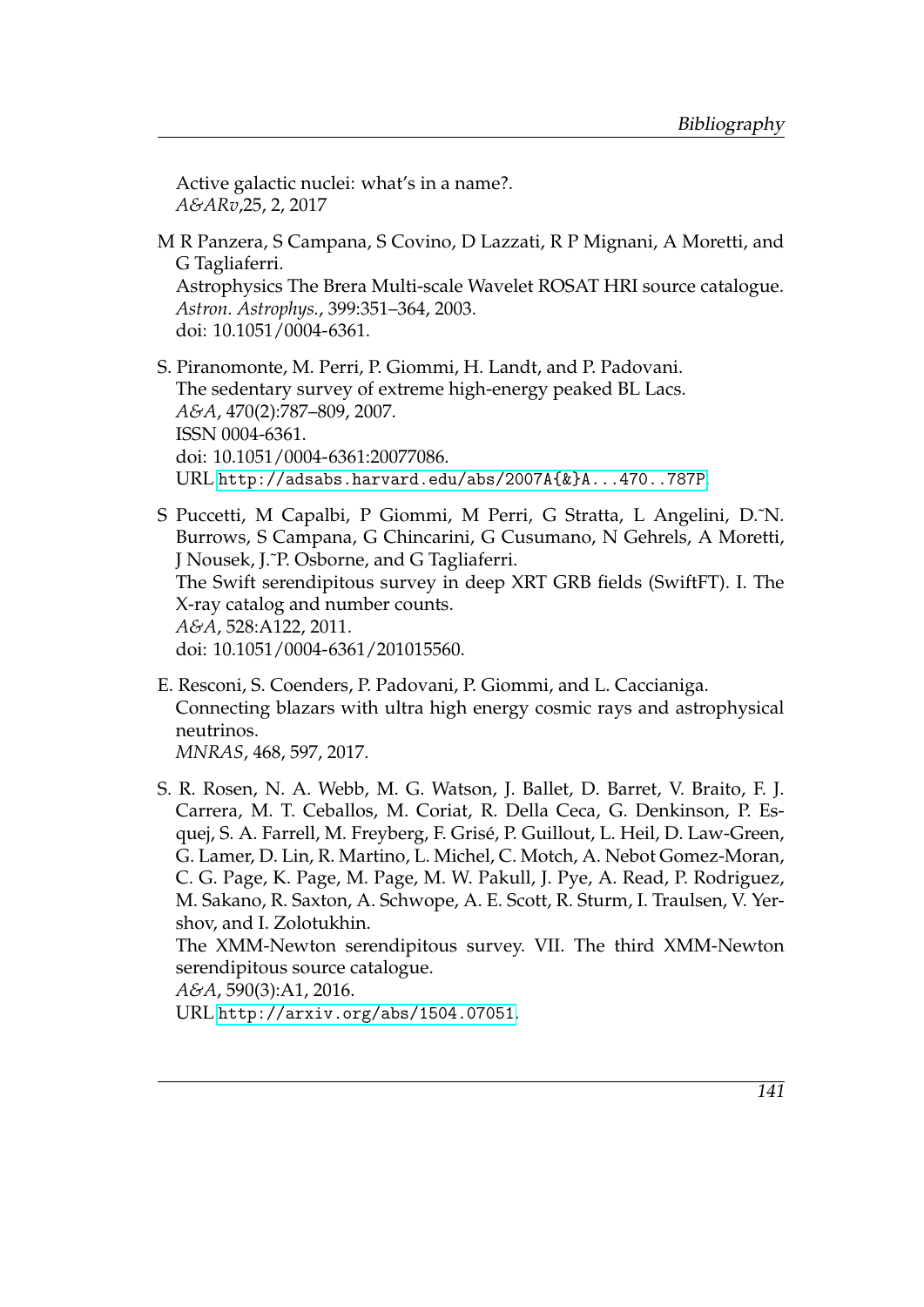Active galactic nuclei: what's in a name?.
*A&ARv*,25, 2, 2017

M R Panzera, S Campana, S Covino, D Lazzati, R P Mignani, A Moretti, and G Tagliaferri.
Astrophysics The Brera Multi-scale Wavelet ROSAT HRI source catalogue.
*Astron. Astrophys.*, 399:351–364, 2003.
doi: 10.1051/0004-6361.

S. Piranomonte, M. Perri, P. Giommi, H. Landt, and P. Padovani.
The sedentary survey of extreme high-energy peaked BL Lacs.
*A&A*, 470(2):787–809, 2007.
ISSN 0004-6361.
doi: 10.1051/0004-6361:20077086.
URL http://adsabs.harvard.edu/abs/2007A{&}A...470..787P.

S Puccetti, M Capalbi, P Giommi, M Perri, G Stratta, L Angelini, D.~N. Burrows, S Campana, G Chincarini, G Cusumano, N Gehrels, A Moretti, J Nousek, J.~P. Osborne, and G Tagliaferri.
The Swift serendipitous survey in deep XRT GRB fields (SwiftFT). I. The X-ray catalog and number counts.
*A&A*, 528:A122, 2011.
doi: 10.1051/0004-6361/201015560.

E. Resconi, S. Coenders, P. Padovani, P. Giommi, and L. Caccianiga.
Connecting blazars with ultra high energy cosmic rays and astrophysical neutrinos.
*MNRAS*, 468, 597, 2017.

S. R. Rosen, N. A. Webb, M. G. Watson, J. Ballet, D. Barret, V. Braito, F. J. Carrera, M. T. Ceballos, M. Coriat, R. Della Ceca, G. Denkinson, P. Esquej, S. A. Farrell, M. Freyberg, F. Grisé, P. Guillout, L. Heil, D. Law-Green, G. Lamer, D. Lin, R. Martino, L. Michel, C. Motch, A. Nebot Gomez-Moran, C. G. Page, K. Page, M. Page, M. W. Pakull, J. Pye, A. Read, P. Rodriguez, M. Sakano, R. Saxton, A. Schwope, A. E. Scott, R. Sturm, I. Traulsen, V. Yershov, and I. Zolotukhin.
The XMM-Newton serendipitous survey. VII. The third XMM-Newton serendipitous source catalogue.
*A&A*, 590(3):A1, 2016.
URL http://arxiv.org/abs/1504.07051.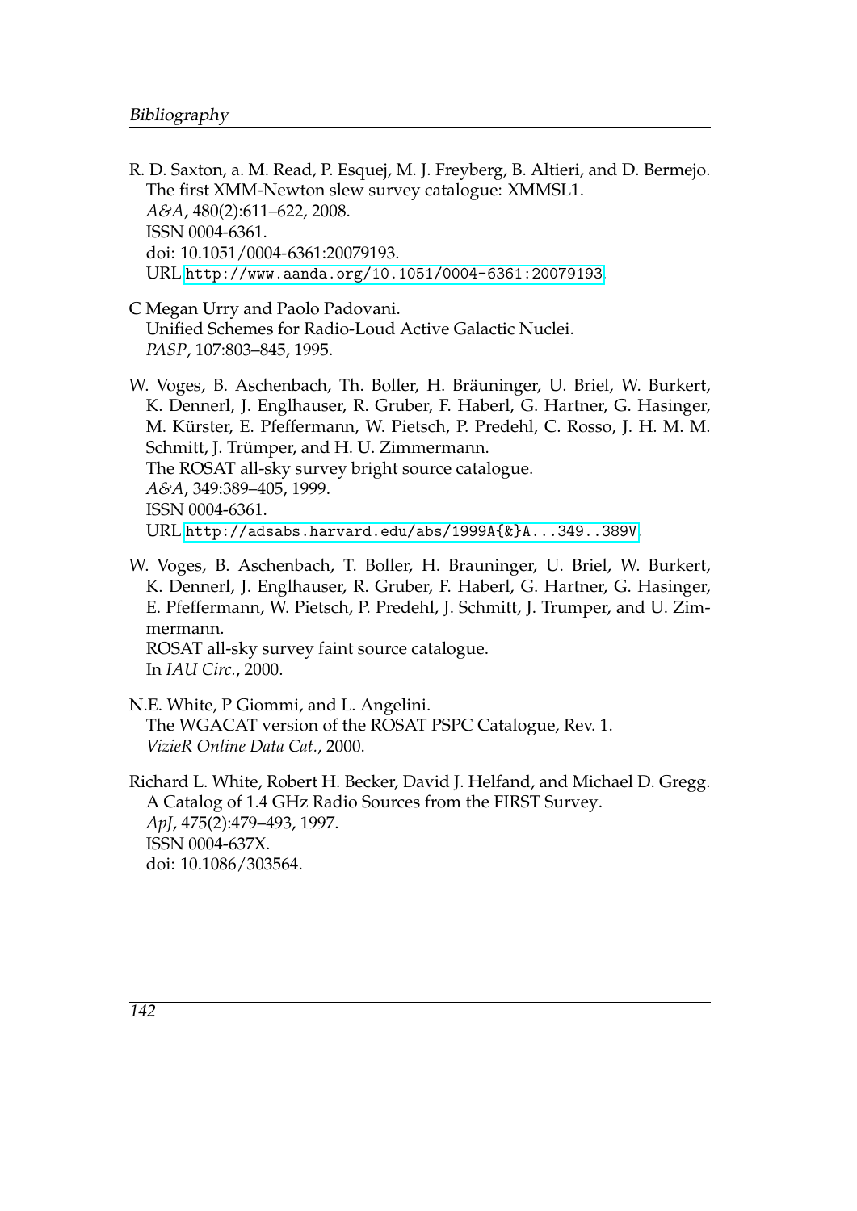R. D. Saxton, a. M. Read, P. Esquej, M. J. Freyberg, B. Altieri, and D. Bermejo.
The first XMM-Newton slew survey catalogue: XMMSL1.
*A&A*, 480(2):611–622, 2008.
ISSN 0004-6361.
doi: 10.1051/0004-6361:20079193.
URL http://www.aanda.org/10.1051/0004-6361:20079193.

C Megan Urry and Paolo Padovani.
Unified Schemes for Radio-Loud Active Galactic Nuclei.
*PASP*, 107:803–845, 1995.

W. Voges, B. Aschenbach, Th. Boller, H. Bräuninger, U. Briel, W. Burkert, K. Dennerl, J. Englhauser, R. Gruber, F. Haberl, G. Hartner, G. Hasinger, M. Kürster, E. Pfeffermann, W. Pietsch, P. Predehl, C. Rosso, J. H. M. M. Schmitt, J. Trümper, and H. U. Zimmermann.
The ROSAT all-sky survey bright source catalogue.
*A&A*, 349:389–405, 1999.
ISSN 0004-6361.
URL http://adsabs.harvard.edu/abs/1999A{&}A...349..389V.

W. Voges, B. Aschenbach, T. Boller, H. Brauninger, U. Briel, W. Burkert, K. Dennerl, J. Englhauser, R. Gruber, F. Haberl, G. Hartner, G. Hasinger, E. Pfeffermann, W. Pietsch, P. Predehl, J. Schmitt, J. Trumper, and U. Zimmermann.
ROSAT all-sky survey faint source catalogue.
In *IAU Circ.*, 2000.

N.E. White, P Giommi, and L. Angelini.
The WGACAT version of the ROSAT PSPC Catalogue, Rev. 1.
*VizieR Online Data Cat.*, 2000.

Richard L. White, Robert H. Becker, David J. Helfand, and Michael D. Gregg.
A Catalog of 1.4 GHz Radio Sources from the FIRST Survey.
*ApJ*, 475(2):479–493, 1997.
ISSN 0004-637X.
doi: 10.1086/303564.